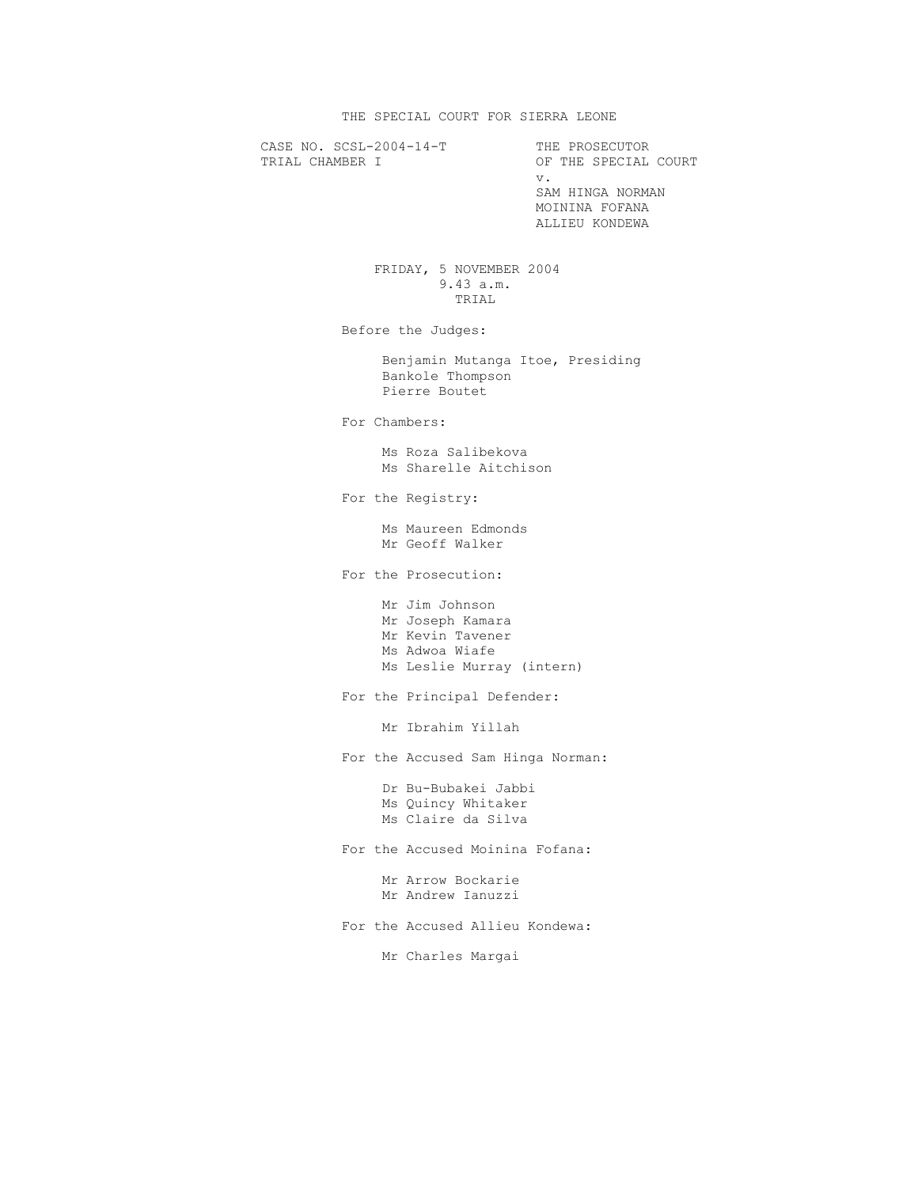# THE SPECIAL COURT FOR SIERRA LEONE

CASE NO. SCSL-2004-14-T
TRIAL CHAMBER I

THE PROSECUTOR
OF THE SPECIAL COURT
v.
SAM HINGA NORMAN
MOININA FOFANA
ALLIEU KONDEWA

FRIDAY, 5 NOVEMBER 2004
9.43 a.m.
TRIAL

Before the Judges:

- Benjamin Mutanga Itoe, Presiding
- Bankole Thompson
- Pierre Boutet

For Chambers:

- Ms Roza Salibekova
- Ms Sharelle Aitchison

For the Registry:

- Ms Maureen Edmonds
- Mr Geoff Walker

For the Prosecution:

- Mr Jim Johnson
- Mr Joseph Kamara
- Mr Kevin Tavener
- Ms Adwoa Wiafe
- Ms Leslie Murray (intern)

For the Principal Defender:

- Mr Ibrahim Yillah

For the Accused Sam Hinga Norman:

- Dr Bu-Bubakei Jabbi
- Ms Quincy Whitaker
- Ms Claire da Silva

For the Accused Moinina Fofana:

- Mr Arrow Bockarie
- Mr Andrew Ianuzzi

For the Accused Allieu Kondewa:

- Mr Charles Margai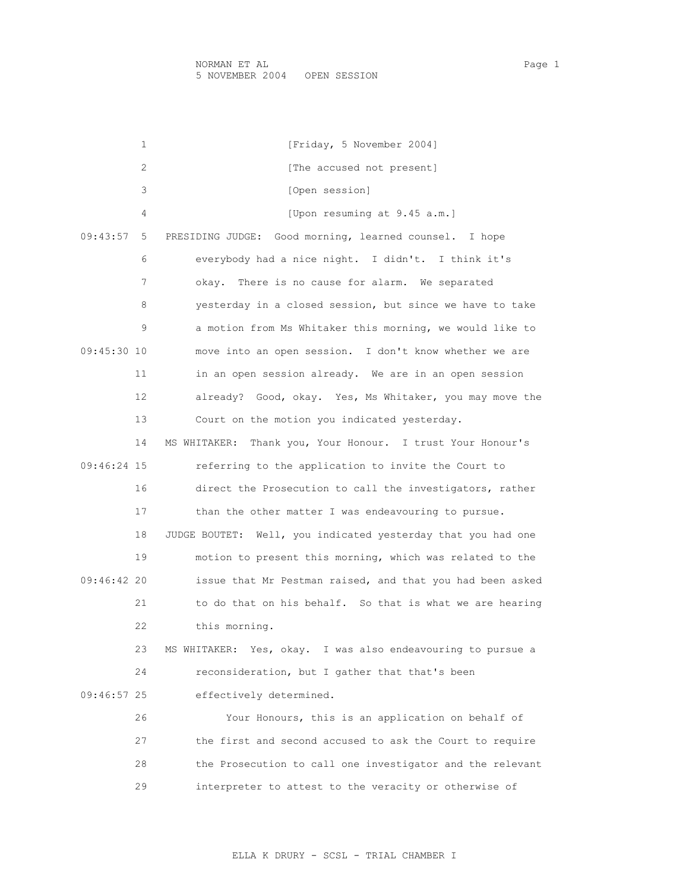[Friday, 5 November 2004]

[The accused not present]

[Open session]

[Upon resuming at 9.45 a.m.]

09:43:57 PRESIDING JUDGE: Good morning, learned counsel. I hope everybody had a nice night. I didn't. I think it's okay. There is no cause for alarm. We separated yesterday in a closed session, but since we have to take a motion from Ms Whitaker this morning, we would like to

09:45:30 move into an open session. I don't know whether we are in an open session already. We are in an open session already? Good, okay. Yes, Ms Whitaker, you may move the Court on the motion you indicated yesterday.

MS WHITAKER: Thank you, Your Honour. I trust Your Honour's

09:46:24 referring to the application to invite the Court to direct the Prosecution to call the investigators, rather than the other matter I was endeavouring to pursue.

JUDGE BOUTET: Well, you indicated yesterday that you had one motion to present this morning, which was related to the

09:46:42 issue that Mr Pestman raised, and that you had been asked to do that on his behalf. So that is what we are hearing this morning.

MS WHITAKER: Yes, okay. I was also endeavouring to pursue a reconsideration, but I gather that that's been

09:46:57 effectively determined.

Your Honours, this is an application on behalf of the first and second accused to ask the Court to require the Prosecution to call one investigator and the relevant interpreter to attest to the veracity or otherwise of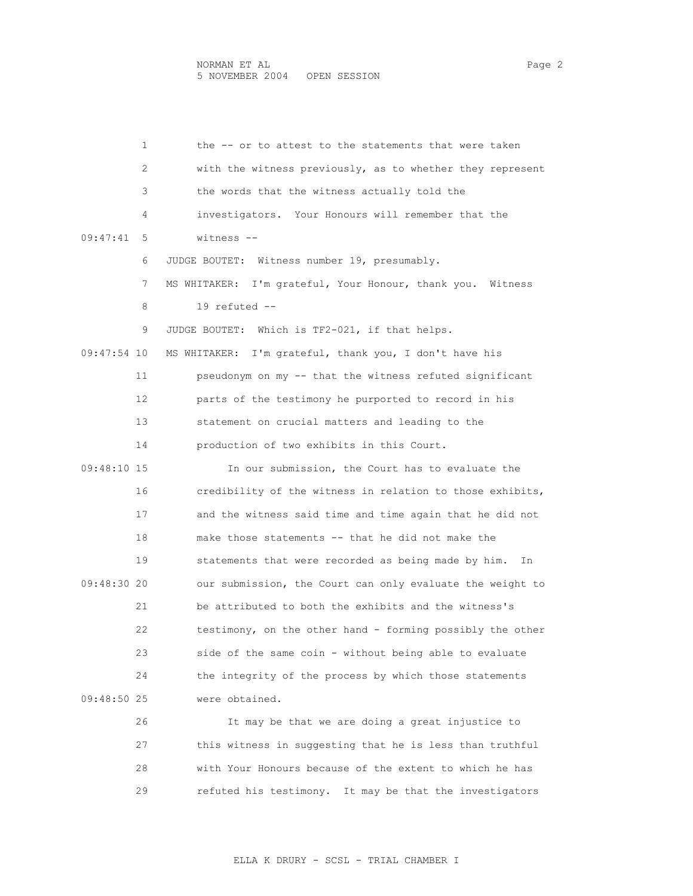the -- or to attest to the statements that were taken with the witness previously, as to whether they represent the words that the witness actually told the investigators. Your Honours will remember that the witness --

JUDGE BOUTET: Witness number 19, presumably.

MS WHITAKER: I'm grateful, Your Honour, thank you. Witness 19 refuted --

JUDGE BOUTET: Which is TF2-021, if that helps.

MS WHITAKER: I'm grateful, thank you, I don't have his pseudonym on my -- that the witness refuted significant parts of the testimony he purported to record in his statement on crucial matters and leading to the production of two exhibits in this Court.

In our submission, the Court has to evaluate the credibility of the witness in relation to those exhibits, and the witness said time and time again that he did not make those statements -- that he did not make the statements that were recorded as being made by him. In our submission, the Court can only evaluate the weight to be attributed to both the exhibits and the witness's testimony, on the other hand - forming possibly the other side of the same coin - without being able to evaluate the integrity of the process by which those statements were obtained.

It may be that we are doing a great injustice to this witness in suggesting that he is less than truthful with Your Honours because of the extent to which he has refuted his testimony. It may be that the investigators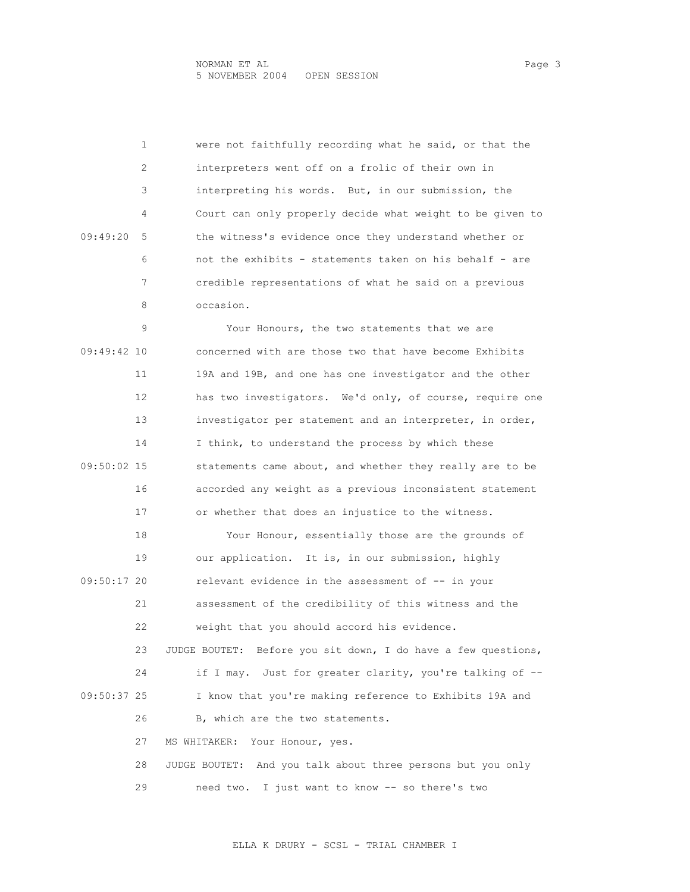were not faithfully recording what he said, or that the interpreters went off on a frolic of their own in interpreting his words. But, in our submission, the Court can only properly decide what weight to be given to the witness's evidence once they understand whether or not the exhibits - statements taken on his behalf - are credible representations of what he said on a previous occasion.

Your Honours, the two statements that we are concerned with are those two that have become Exhibits 19A and 19B, and one has one investigator and the other has two investigators. We'd only, of course, require one investigator per statement and an interpreter, in order, I think, to understand the process by which these statements came about, and whether they really are to be accorded any weight as a previous inconsistent statement or whether that does an injustice to the witness.

Your Honour, essentially those are the grounds of our application. It is, in our submission, highly relevant evidence in the assessment of -- in your assessment of the credibility of this witness and the weight that you should accord his evidence.

JUDGE BOUTET: Before you sit down, I do have a few questions, if I may. Just for greater clarity, you're talking of -- I know that you're making reference to Exhibits 19A and B, which are the two statements.

MS WHITAKER: Your Honour, yes.

JUDGE BOUTET: And you talk about three persons but you only need two. I just want to know -- so there's two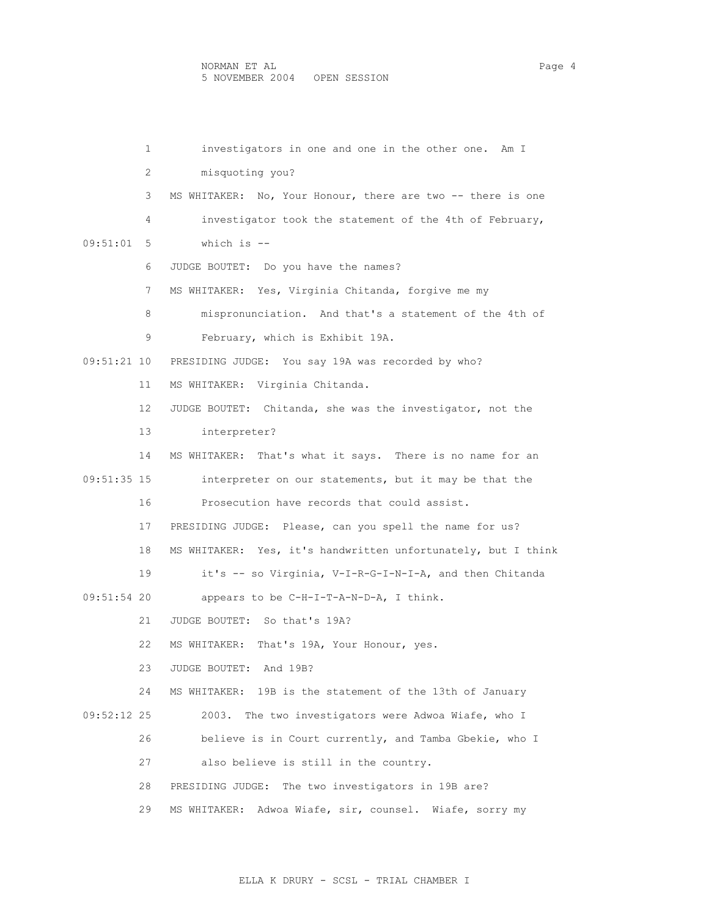investigators in one and one in the other one. Am I misquoting you?

MS WHITAKER: No, Your Honour, there are two -- there is one investigator took the statement of the 4th of February, which is --

JUDGE BOUTET: Do you have the names?

MS WHITAKER: Yes, Virginia Chitanda, forgive me my mispronunciation. And that's a statement of the 4th of February, which is Exhibit 19A.

PRESIDING JUDGE: You say 19A was recorded by who?

MS WHITAKER: Virginia Chitanda.

JUDGE BOUTET: Chitanda, she was the investigator, not the interpreter?

MS WHITAKER: That's what it says. There is no name for an interpreter on our statements, but it may be that the Prosecution have records that could assist.

PRESIDING JUDGE: Please, can you spell the name for us?

MS WHITAKER: Yes, it's handwritten unfortunately, but I think it's -- so Virginia, V-I-R-G-I-N-I-A, and then Chitanda appears to be C-H-I-T-A-N-D-A, I think.

JUDGE BOUTET: So that's 19A?

MS WHITAKER: That's 19A, Your Honour, yes.

JUDGE BOUTET: And 19B?

MS WHITAKER: 19B is the statement of the 13th of January 2003. The two investigators were Adwoa Wiafe, who I believe is in Court currently, and Tamba Gbekie, who I also believe is still in the country.

PRESIDING JUDGE: The two investigators in 19B are?

MS WHITAKER: Adwoa Wiafe, sir, counsel. Wiafe, sorry my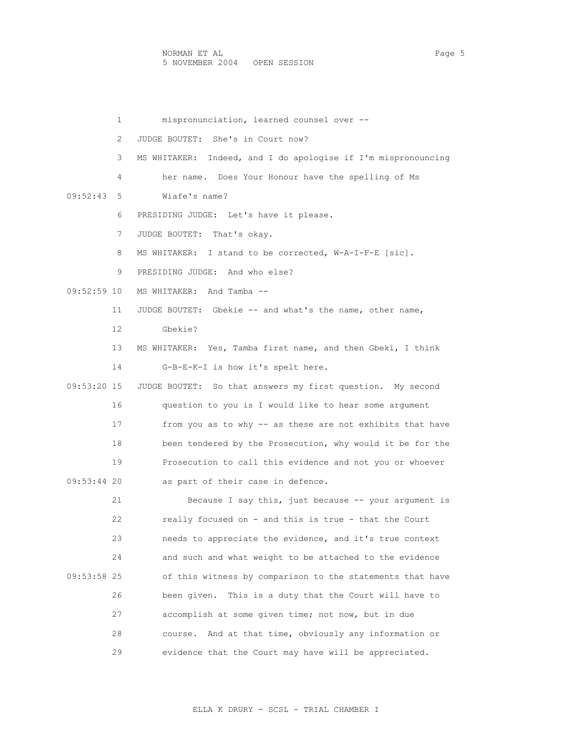mispronunciation, learned counsel over --

JUDGE BOUTET: She's in Court now?

MS WHITAKER: Indeed, and I do apologise if I'm mispronouncing her name. Does Your Honour have the spelling of Ms Wiafe's name?

PRESIDING JUDGE: Let's have it please.

JUDGE BOUTET: That's okay.

MS WHITAKER: I stand to be corrected, W-A-I-F-E [sic].

PRESIDING JUDGE: And who else?

MS WHITAKER: And Tamba --

JUDGE BOUTET: Gbekie -- and what's the name, other name, Gbekie?

MS WHITAKER: Yes, Tamba first name, and then Gbeki, I think G-B-E-K-I is how it's spelt here.

JUDGE BOUTET: So that answers my first question. My second question to you is I would like to hear some argument from you as to why -- as these are not exhibits that have been tendered by the Prosecution, why would it be for the Prosecution to call this evidence and not you or whoever as part of their case in defence.

Because I say this, just because -- your argument is really focused on - and this is true - that the Court needs to appreciate the evidence, and it's true context and such and what weight to be attached to the evidence of this witness by comparison to the statements that have been given. This is a duty that the Court will have to accomplish at some given time; not now, but in due course. And at that time, obviously any information or evidence that the Court may have will be appreciated.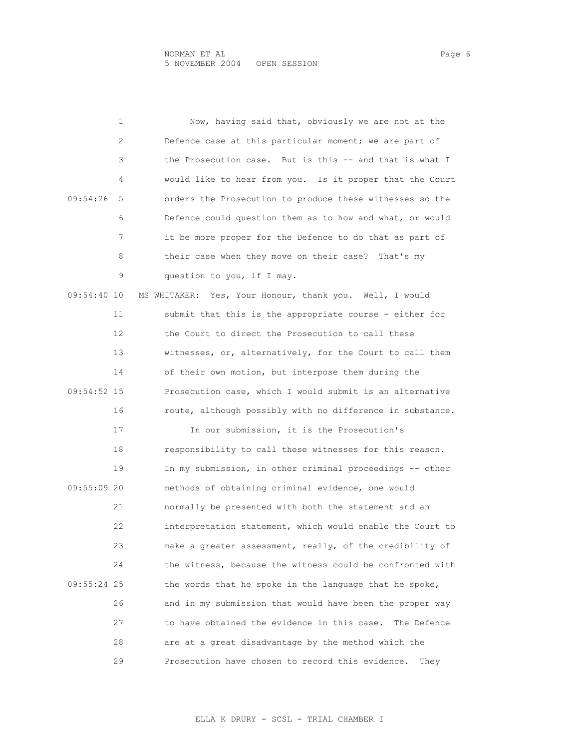Now, having said that, obviously we are not at the Defence case at this particular moment; we are part of the Prosecution case. But is this -- and that is what I would like to hear from you. Is it proper that the Court orders the Prosecution to produce these witnesses so the Defence could question them as to how and what, or would it be more proper for the Defence to do that as part of their case when they move on their case? That's my question to you, if I may.

MS WHITAKER: Yes, Your Honour, thank you. Well, I would submit that this is the appropriate course - either for the Court to direct the Prosecution to call these witnesses, or, alternatively, for the Court to call them of their own motion, but interpose them during the Prosecution case, which I would submit is an alternative route, although possibly with no difference in substance.

In our submission, it is the Prosecution's responsibility to call these witnesses for this reason. In my submission, in other criminal proceedings -- other methods of obtaining criminal evidence, one would normally be presented with both the statement and an interpretation statement, which would enable the Court to make a greater assessment, really, of the credibility of the witness, because the witness could be confronted with the words that he spoke in the language that he spoke, and in my submission that would have been the proper way to have obtained the evidence in this case. The Defence are at a great disadvantage by the method which the Prosecution have chosen to record this evidence. They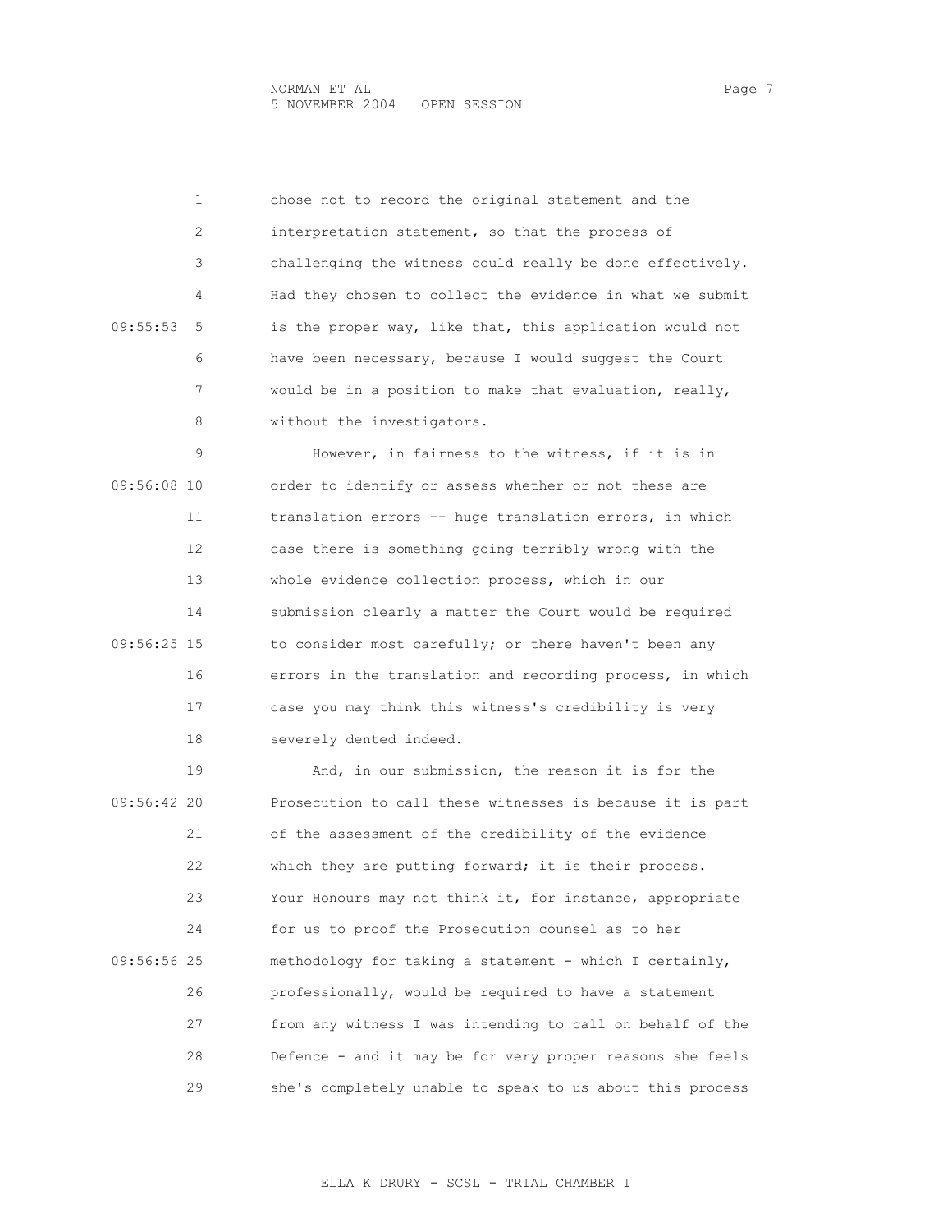chose not to record the original statement and the interpretation statement, so that the process of challenging the witness could really be done effectively. Had they chosen to collect the evidence in what we submit is the proper way, like that, this application would not have been necessary, because I would suggest the Court would be in a position to make that evaluation, really, without the investigators.

However, in fairness to the witness, if it is in order to identify or assess whether or not these are translation errors -- huge translation errors, in which case there is something going terribly wrong with the whole evidence collection process, which in our submission clearly a matter the Court would be required to consider most carefully; or there haven't been any errors in the translation and recording process, in which case you may think this witness's credibility is very severely dented indeed.

And, in our submission, the reason it is for the Prosecution to call these witnesses is because it is part of the assessment of the credibility of the evidence which they are putting forward; it is their process. Your Honours may not think it, for instance, appropriate for us to proof the Prosecution counsel as to her methodology for taking a statement - which I certainly, professionally, would be required to have a statement from any witness I was intending to call on behalf of the Defence - and it may be for very proper reasons she feels she's completely unable to speak to us about this process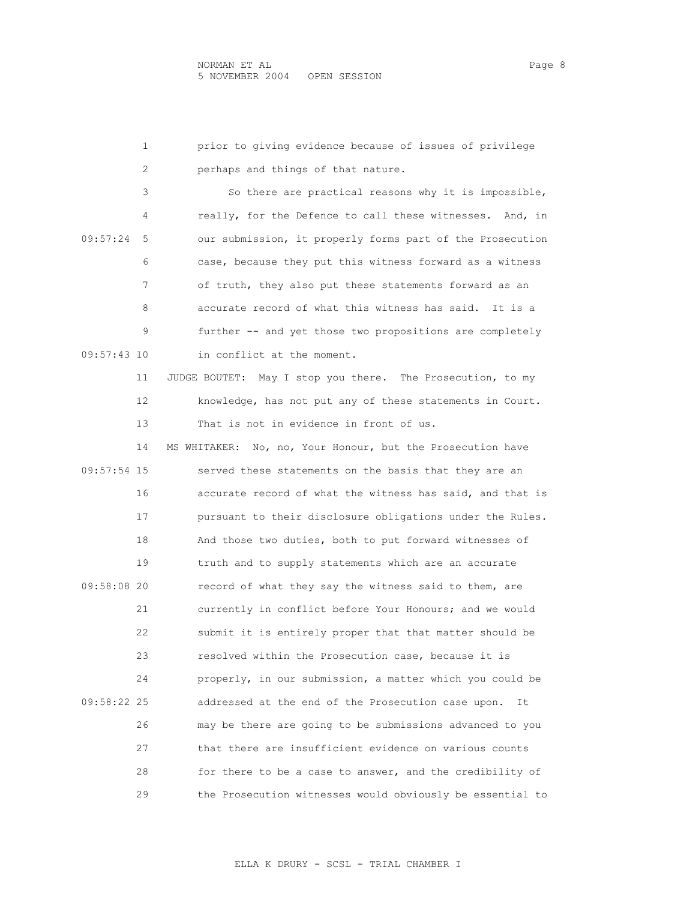prior to giving evidence because of issues of privilege perhaps and things of that nature.

So there are practical reasons why it is impossible, really, for the Defence to call these witnesses. And, in our submission, it properly forms part of the Prosecution case, because they put this witness forward as a witness of truth, they also put these statements forward as an accurate record of what this witness has said. It is a further -- and yet those two propositions are completely in conflict at the moment.

JUDGE BOUTET: May I stop you there. The Prosecution, to my knowledge, has not put any of these statements in Court. That is not in evidence in front of us.

MS WHITAKER: No, no, Your Honour, but the Prosecution have served these statements on the basis that they are an accurate record of what the witness has said, and that is pursuant to their disclosure obligations under the Rules. And those two duties, both to put forward witnesses of truth and to supply statements which are an accurate record of what they say the witness said to them, are currently in conflict before Your Honours; and we would submit it is entirely proper that that matter should be resolved within the Prosecution case, because it is properly, in our submission, a matter which you could be addressed at the end of the Prosecution case upon. It may be there are going to be submissions advanced to you that there are insufficient evidence on various counts for there to be a case to answer, and the credibility of the Prosecution witnesses would obviously be essential to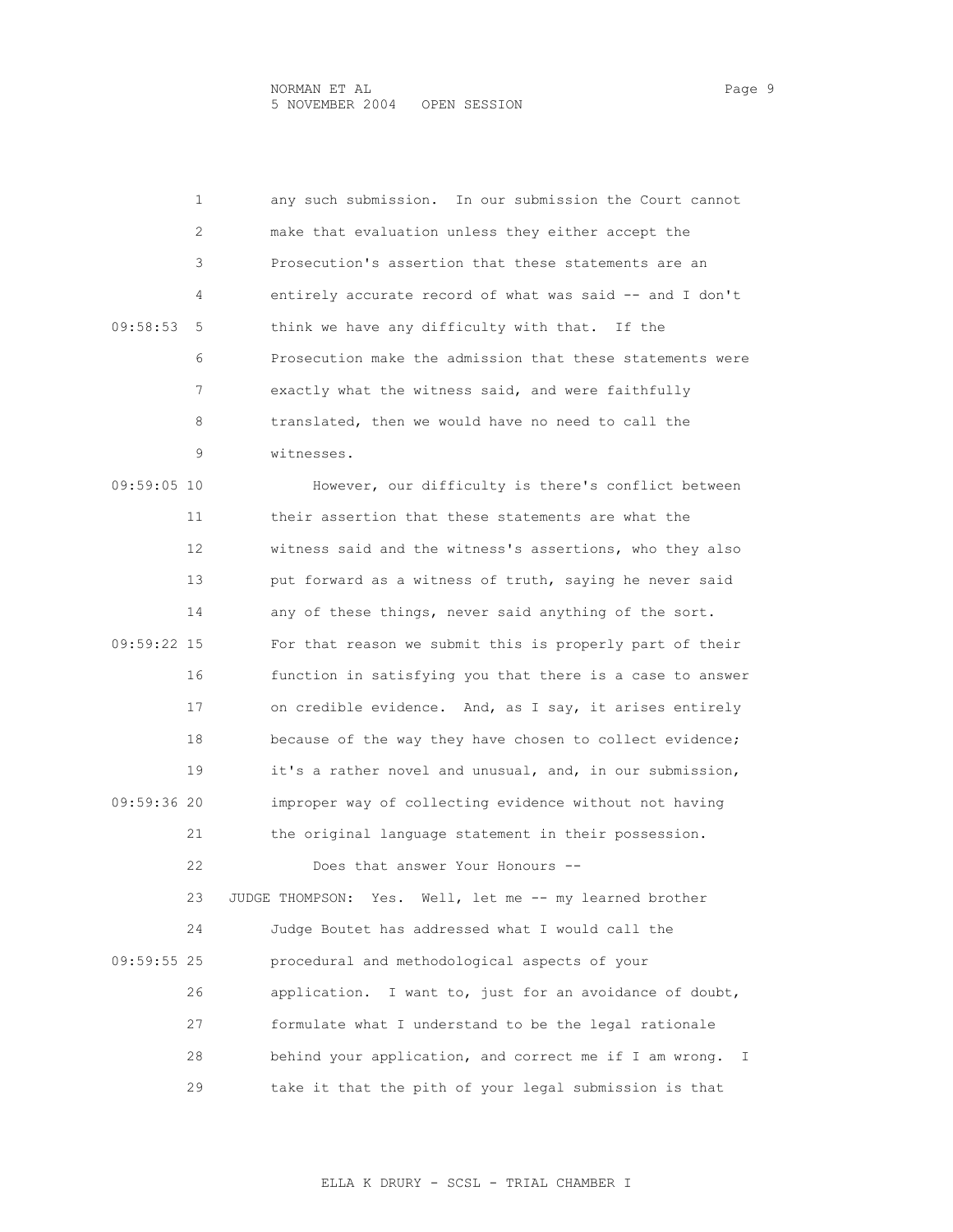any such submission. In our submission the Court cannot make that evaluation unless they either accept the Prosecution's assertion that these statements are an entirely accurate record of what was said -- and I don't think we have any difficulty with that. If the Prosecution make the admission that these statements were exactly what the witness said, and were faithfully translated, then we would have no need to call the witnesses.

However, our difficulty is there's conflict between their assertion that these statements are what the witness said and the witness's assertions, who they also put forward as a witness of truth, saying he never said any of these things, never said anything of the sort. For that reason we submit this is properly part of their function in satisfying you that there is a case to answer on credible evidence. And, as I say, it arises entirely because of the way they have chosen to collect evidence; it's a rather novel and unusual, and, in our submission, improper way of collecting evidence without not having the original language statement in their possession.

Does that answer Your Honours --

JUDGE THOMPSON: Yes. Well, let me -- my learned brother Judge Boutet has addressed what I would call the procedural and methodological aspects of your application. I want to, just for an avoidance of doubt, formulate what I understand to be the legal rationale behind your application, and correct me if I am wrong. I take it that the pith of your legal submission is that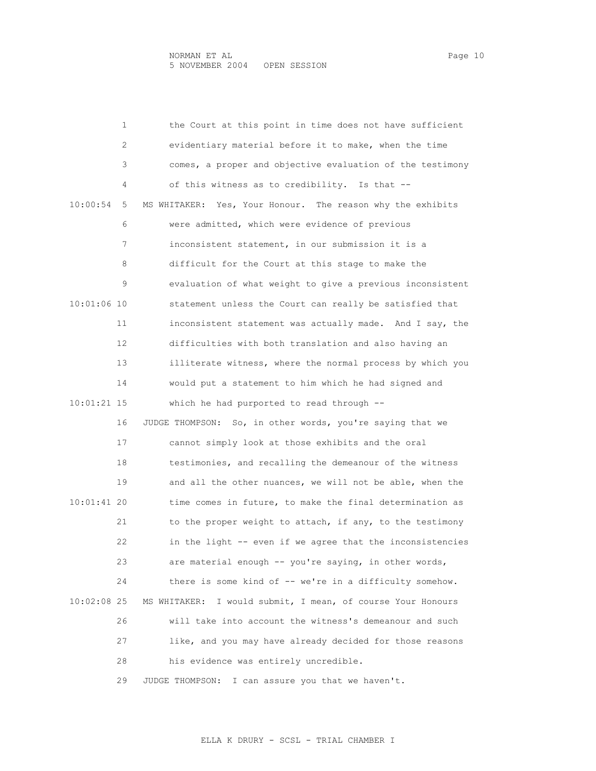the Court at this point in time does not have sufficient evidentiary material before it to make, when the time comes, a proper and objective evaluation of the testimony of this witness as to credibility. Is that --

MS WHITAKER: Yes, Your Honour. The reason why the exhibits were admitted, which were evidence of previous inconsistent statement, in our submission it is a difficult for the Court at this stage to make the evaluation of what weight to give a previous inconsistent statement unless the Court can really be satisfied that inconsistent statement was actually made. And I say, the difficulties with both translation and also having an illiterate witness, where the normal process by which you would put a statement to him which he had signed and which he had purported to read through --

JUDGE THOMPSON: So, in other words, you're saying that we cannot simply look at those exhibits and the oral testimonies, and recalling the demeanour of the witness and all the other nuances, we will not be able, when the time comes in future, to make the final determination as to the proper weight to attach, if any, to the testimony in the light -- even if we agree that the inconsistencies are material enough -- you're saying, in other words, there is some kind of -- we're in a difficulty somehow.

MS WHITAKER: I would submit, I mean, of course Your Honours will take into account the witness's demeanour and such like, and you may have already decided for those reasons his evidence was entirely uncredible.

JUDGE THOMPSON: I can assure you that we haven't.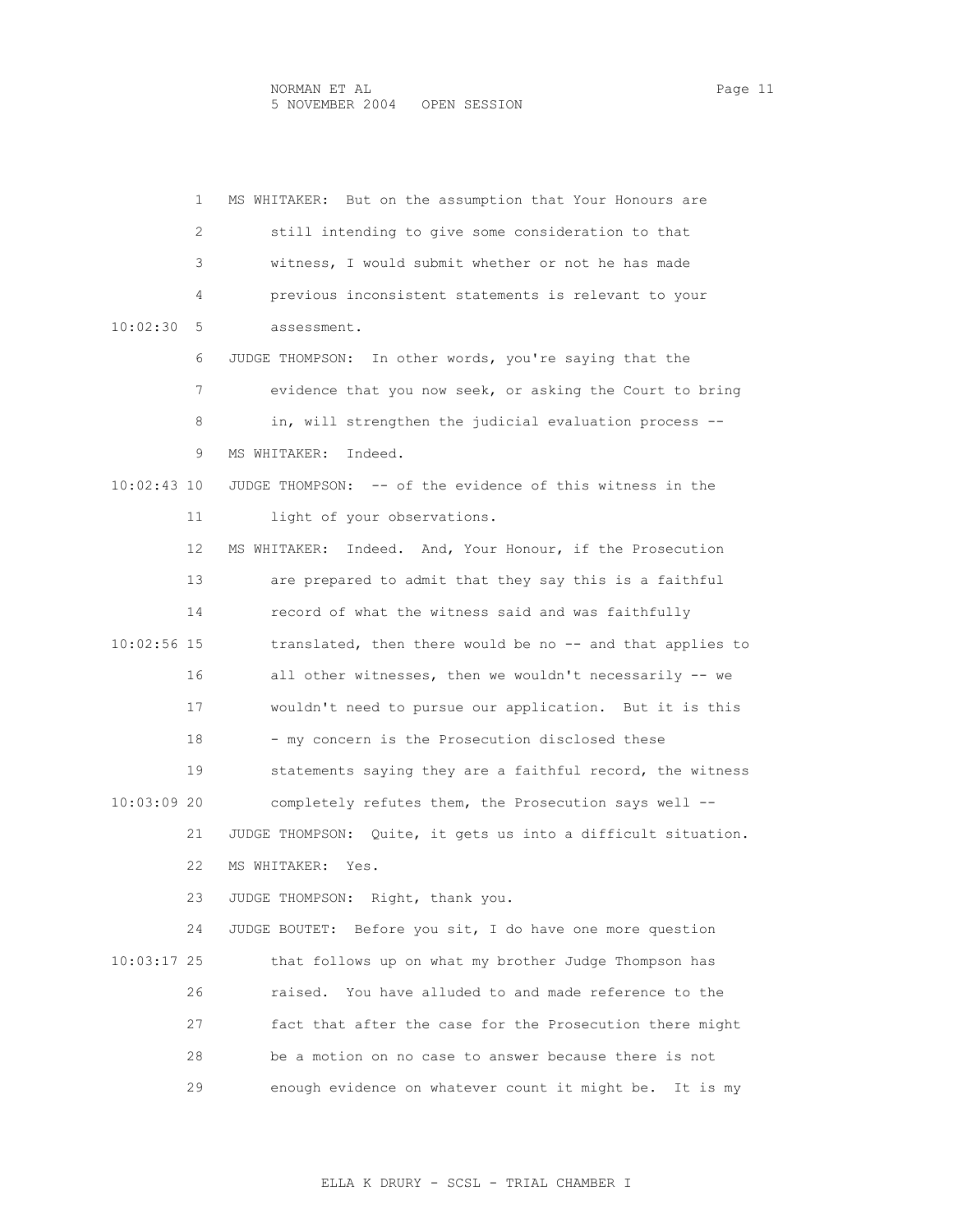MS WHITAKER: But on the assumption that Your Honours are still intending to give some consideration to that witness, I would submit whether or not he has made previous inconsistent statements is relevant to your assessment.

JUDGE THOMPSON: In other words, you're saying that the evidence that you now seek, or asking the Court to bring in, will strengthen the judicial evaluation process --

MS WHITAKER: Indeed.

JUDGE THOMPSON: -- of the evidence of this witness in the light of your observations.

MS WHITAKER: Indeed. And, Your Honour, if the Prosecution are prepared to admit that they say this is a faithful record of what the witness said and was faithfully translated, then there would be no -- and that applies to all other witnesses, then we wouldn't necessarily -- we wouldn't need to pursue our application. But it is this - my concern is the Prosecution disclosed these statements saying they are a faithful record, the witness completely refutes them, the Prosecution says well --

JUDGE THOMPSON: Quite, it gets us into a difficult situation.

MS WHITAKER: Yes.

JUDGE THOMPSON: Right, thank you.

JUDGE BOUTET: Before you sit, I do have one more question that follows up on what my brother Judge Thompson has raised. You have alluded to and made reference to the fact that after the case for the Prosecution there might be a motion on no case to answer because there is not enough evidence on whatever count it might be. It is my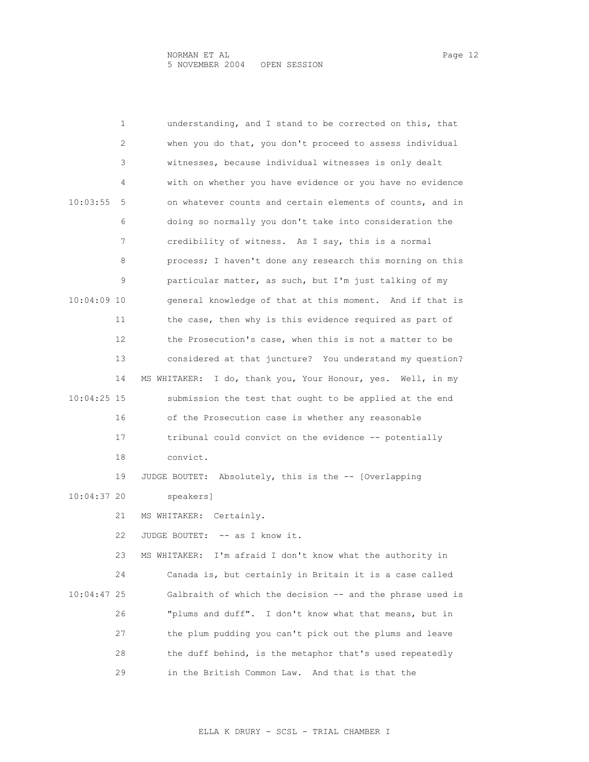understanding, and I stand to be corrected on this, that when you do that, you don't proceed to assess individual witnesses, because individual witnesses is only dealt with on whether you have evidence or you have no evidence on whatever counts and certain elements of counts, and in doing so normally you don't take into consideration the credibility of witness. As I say, this is a normal process; I haven't done any research this morning on this particular matter, as such, but I'm just talking of my general knowledge of that at this moment. And if that is the case, then why is this evidence required as part of the Prosecution's case, when this is not a matter to be considered at that juncture? You understand my question?

MS WHITAKER: I do, thank you, Your Honour, yes. Well, in my submission the test that ought to be applied at the end of the Prosecution case is whether any reasonable tribunal could convict on the evidence -- potentially convict.

JUDGE BOUTET: Absolutely, this is the -- [Overlapping speakers]

MS WHITAKER: Certainly.

JUDGE BOUTET: -- as I know it.

MS WHITAKER: I'm afraid I don't know what the authority in Canada is, but certainly in Britain it is a case called Galbraith of which the decision -- and the phrase used is "plums and duff". I don't know what that means, but in the plum pudding you can't pick out the plums and leave the duff behind, is the metaphor that's used repeatedly in the British Common Law. And that is that the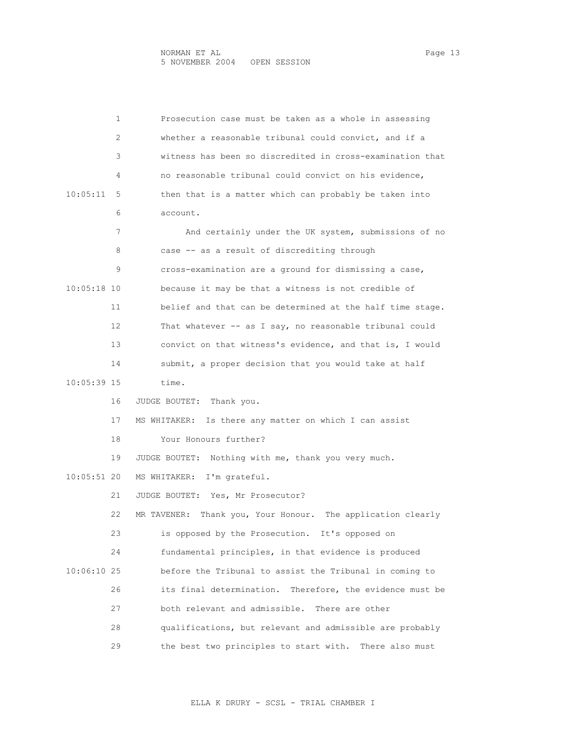Prosecution case must be taken as a whole in assessing whether a reasonable tribunal could convict, and if a witness has been so discredited in cross-examination that no reasonable tribunal could convict on his evidence, then that is a matter which can probably be taken into account.

And certainly under the UK system, submissions of no case -- as a result of discrediting through cross-examination are a ground for dismissing a case, because it may be that a witness is not credible of belief and that can be determined at the half time stage. That whatever -- as I say, no reasonable tribunal could convict on that witness's evidence, and that is, I would submit, a proper decision that you would take at half time.

JUDGE BOUTET: Thank you.

MS WHITAKER: Is there any matter on which I can assist Your Honours further?

JUDGE BOUTET: Nothing with me, thank you very much.

MS WHITAKER: I'm grateful.

JUDGE BOUTET: Yes, Mr Prosecutor?

MR TAVENER: Thank you, Your Honour. The application clearly is opposed by the Prosecution. It's opposed on fundamental principles, in that evidence is produced before the Tribunal to assist the Tribunal in coming to its final determination. Therefore, the evidence must be both relevant and admissible. There are other qualifications, but relevant and admissible are probably the best two principles to start with. There also must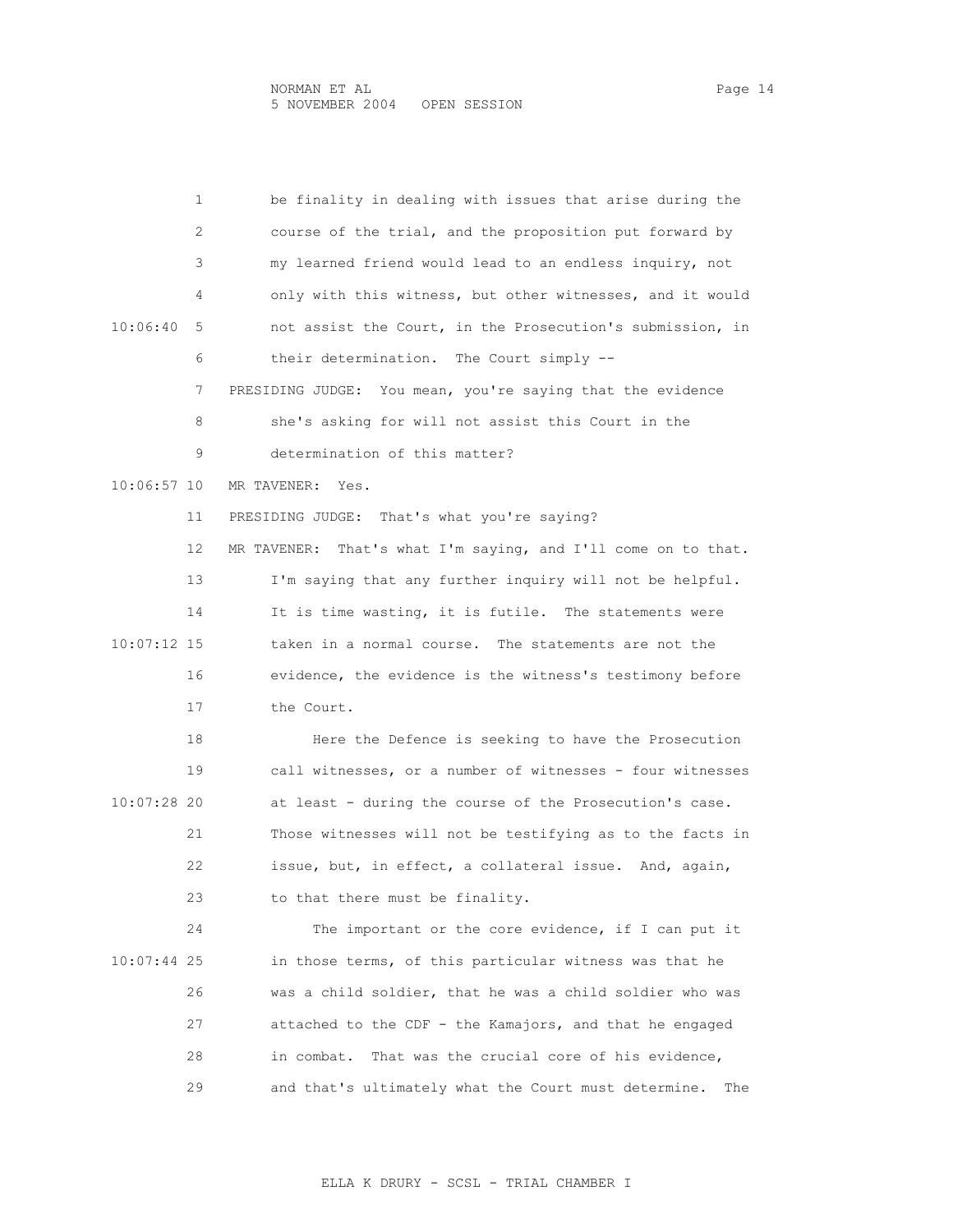be finality in dealing with issues that arise during the course of the trial, and the proposition put forward by my learned friend would lead to an endless inquiry, not only with this witness, but other witnesses, and it would not assist the Court, in the Prosecution's submission, in their determination. The Court simply --

PRESIDING JUDGE: You mean, you're saying that the evidence she's asking for will not assist this Court in the determination of this matter?

MR TAVENER: Yes.

PRESIDING JUDGE: That's what you're saying?

MR TAVENER: That's what I'm saying, and I'll come on to that. I'm saying that any further inquiry will not be helpful. It is time wasting, it is futile. The statements were taken in a normal course. The statements are not the evidence, the evidence is the witness's testimony before the Court.

Here the Defence is seeking to have the Prosecution call witnesses, or a number of witnesses - four witnesses at least - during the course of the Prosecution's case. Those witnesses will not be testifying as to the facts in issue, but, in effect, a collateral issue. And, again, to that there must be finality.

The important or the core evidence, if I can put it in those terms, of this particular witness was that he was a child soldier, that he was a child soldier who was attached to the CDF - the Kamajors, and that he engaged in combat. That was the crucial core of his evidence, and that's ultimately what the Court must determine. The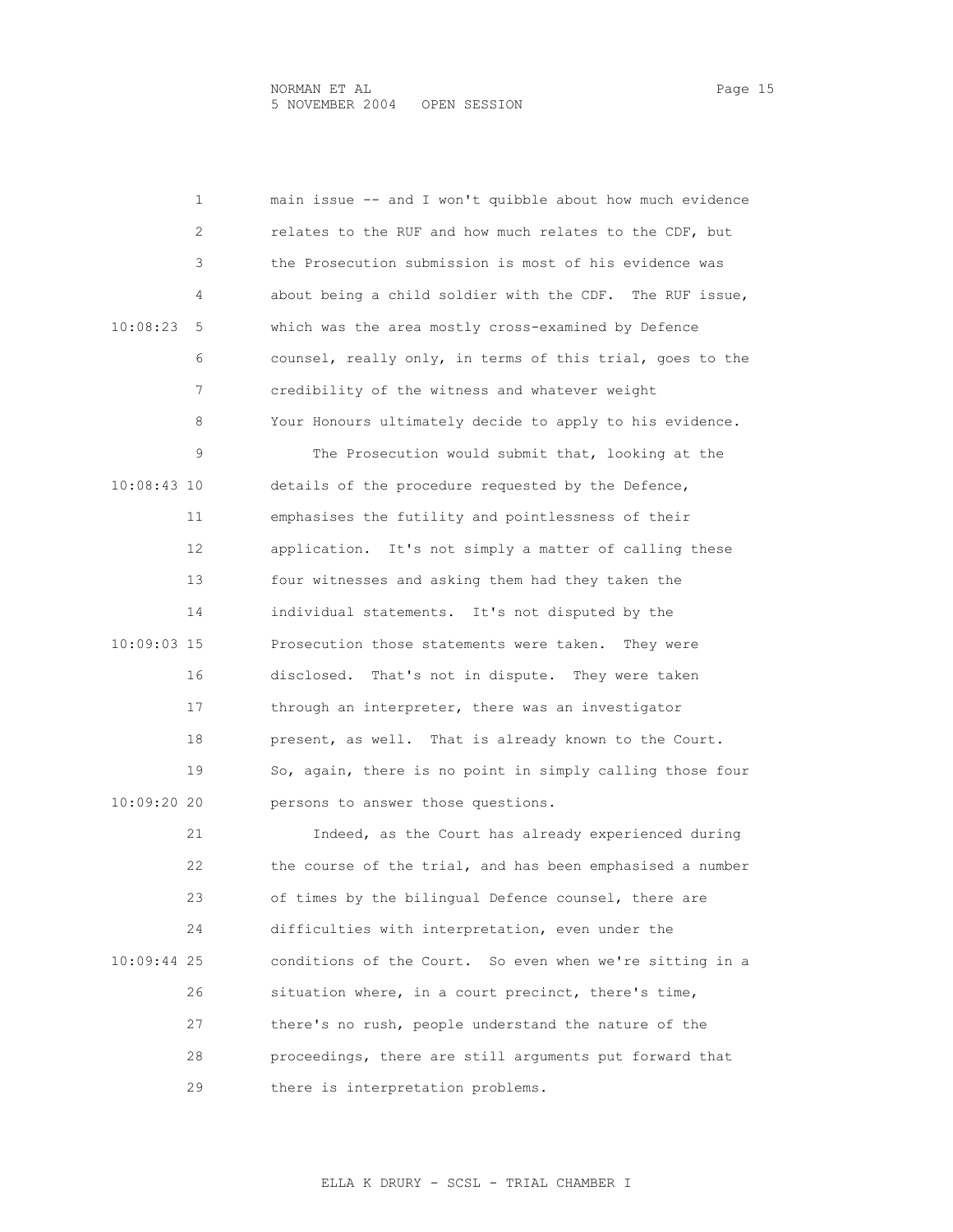main issue -- and I won't quibble about how much evidence relates to the RUF and how much relates to the CDF, but the Prosecution submission is most of his evidence was about being a child soldier with the CDF. The RUF issue, which was the area mostly cross-examined by Defence counsel, really only, in terms of this trial, goes to the credibility of the witness and whatever weight Your Honours ultimately decide to apply to his evidence.

The Prosecution would submit that, looking at the details of the procedure requested by the Defence, emphasises the futility and pointlessness of their application. It's not simply a matter of calling these four witnesses and asking them had they taken the individual statements. It's not disputed by the Prosecution those statements were taken. They were disclosed. That's not in dispute. They were taken through an interpreter, there was an investigator present, as well. That is already known to the Court. So, again, there is no point in simply calling those four persons to answer those questions.

Indeed, as the Court has already experienced during the course of the trial, and has been emphasised a number of times by the bilingual Defence counsel, there are difficulties with interpretation, even under the conditions of the Court. So even when we're sitting in a situation where, in a court precinct, there's time, there's no rush, people understand the nature of the proceedings, there are still arguments put forward that there is interpretation problems.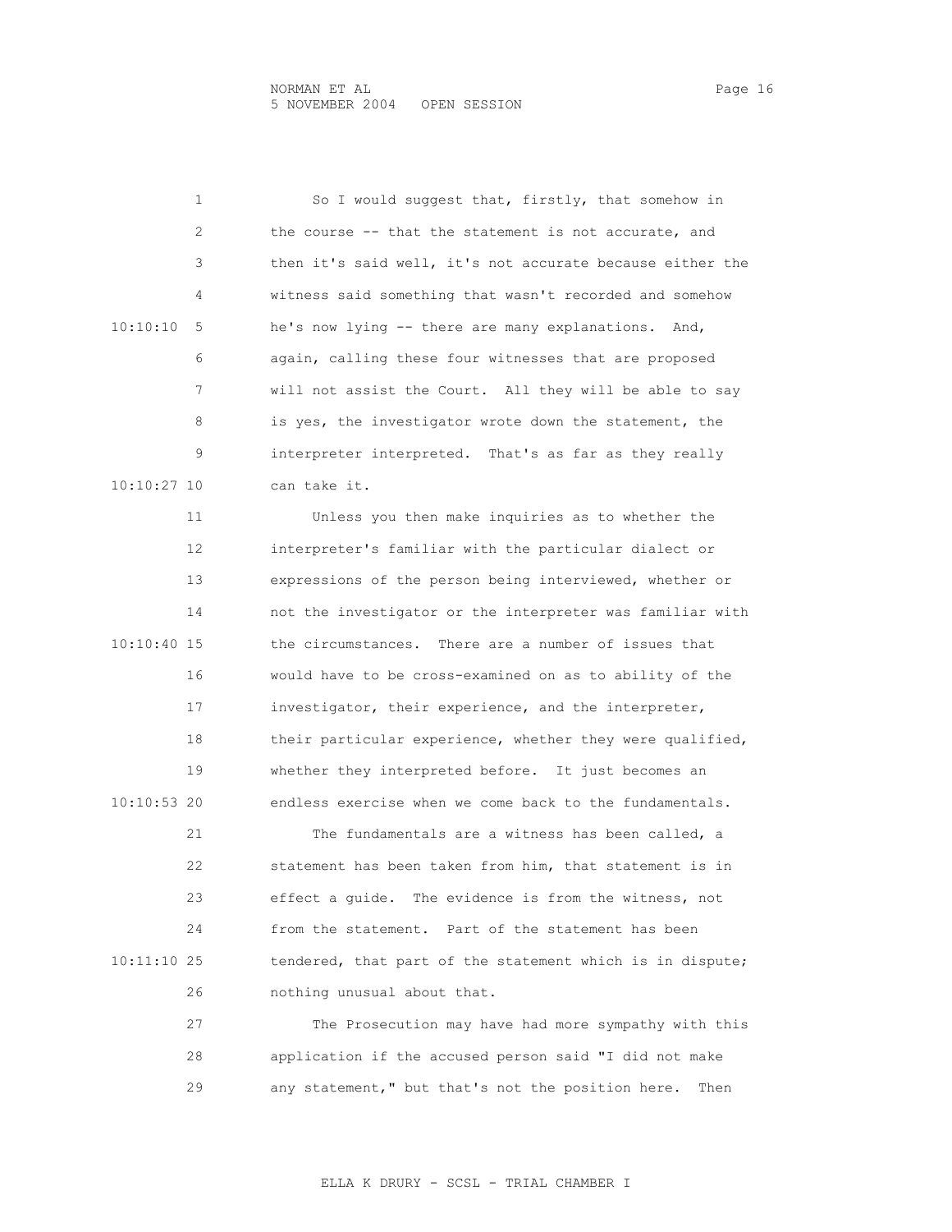So I would suggest that, firstly, that somehow in the course -- that the statement is not accurate, and then it's said well, it's not accurate because either the witness said something that wasn't recorded and somehow he's now lying -- there are many explanations. And, again, calling these four witnesses that are proposed will not assist the Court. All they will be able to say is yes, the investigator wrote down the statement, the interpreter interpreted. That's as far as they really can take it.

Unless you then make inquiries as to whether the interpreter's familiar with the particular dialect or expressions of the person being interviewed, whether or not the investigator or the interpreter was familiar with the circumstances. There are a number of issues that would have to be cross-examined on as to ability of the investigator, their experience, and the interpreter, their particular experience, whether they were qualified, whether they interpreted before. It just becomes an endless exercise when we come back to the fundamentals.

The fundamentals are a witness has been called, a statement has been taken from him, that statement is in effect a guide. The evidence is from the witness, not from the statement. Part of the statement has been tendered, that part of the statement which is in dispute; nothing unusual about that.

The Prosecution may have had more sympathy with this application if the accused person said "I did not make any statement," but that's not the position here. Then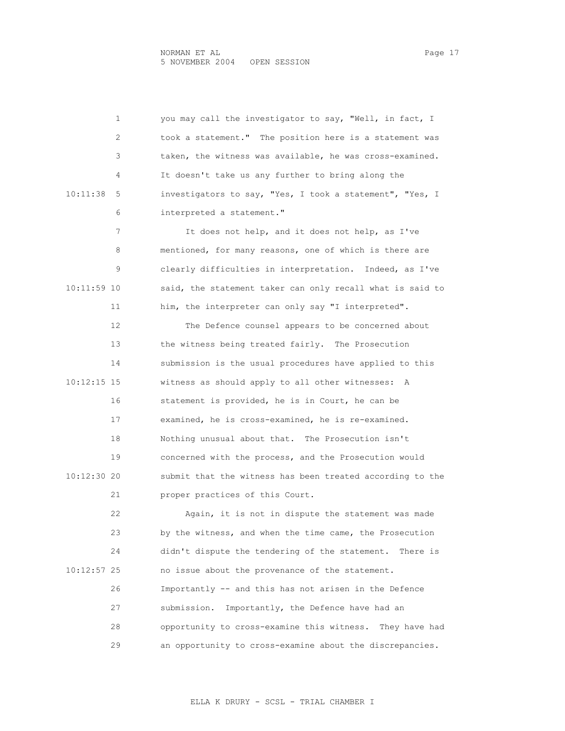you may call the investigator to say, "Well, in fact, I took a statement." The position here is a statement was taken, the witness was available, he was cross-examined. It doesn't take us any further to bring along the investigators to say, "Yes, I took a statement", "Yes, I interpreted a statement."

It does not help, and it does not help, as I've mentioned, for many reasons, one of which is there are clearly difficulties in interpretation. Indeed, as I've said, the statement taker can only recall what is said to him, the interpreter can only say "I interpreted".

The Defence counsel appears to be concerned about the witness being treated fairly. The Prosecution submission is the usual procedures have applied to this witness as should apply to all other witnesses: A statement is provided, he is in Court, he can be examined, he is cross-examined, he is re-examined. Nothing unusual about that. The Prosecution isn't concerned with the process, and the Prosecution would submit that the witness has been treated according to the proper practices of this Court.

Again, it is not in dispute the statement was made by the witness, and when the time came, the Prosecution didn't dispute the tendering of the statement. There is no issue about the provenance of the statement. Importantly -- and this has not arisen in the Defence submission. Importantly, the Defence have had an opportunity to cross-examine this witness. They have had an opportunity to cross-examine about the discrepancies.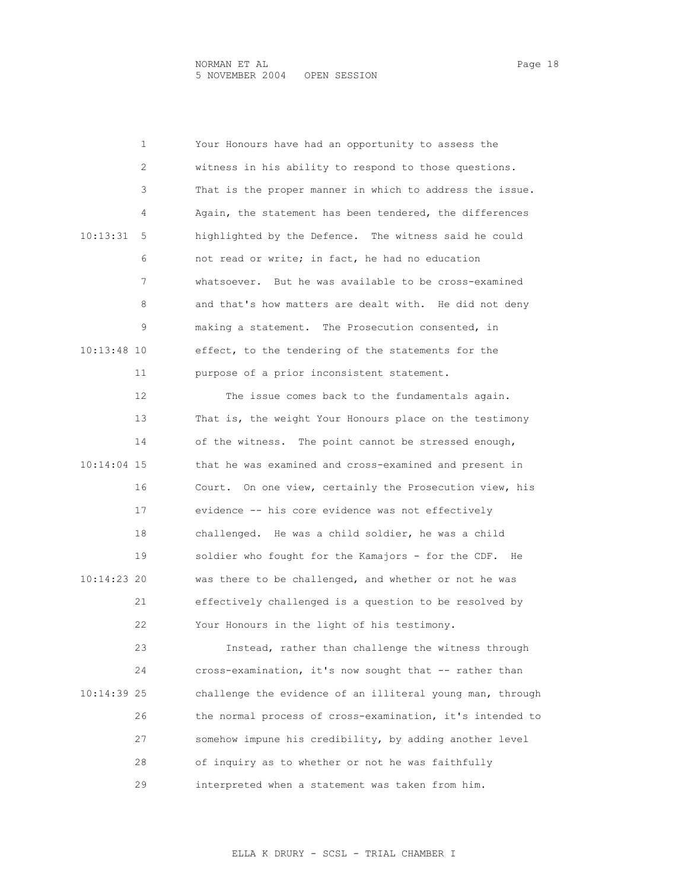Your Honours have had an opportunity to assess the witness in his ability to respond to those questions. That is the proper manner in which to address the issue. Again, the statement has been tendered, the differences highlighted by the Defence. The witness said he could not read or write; in fact, he had no education whatsoever. But he was available to be cross-examined and that's how matters are dealt with. He did not deny making a statement. The Prosecution consented, in effect, to the tendering of the statements for the purpose of a prior inconsistent statement.

The issue comes back to the fundamentals again. That is, the weight Your Honours place on the testimony of the witness. The point cannot be stressed enough, that he was examined and cross-examined and present in Court. On one view, certainly the Prosecution view, his evidence -- his core evidence was not effectively challenged. He was a child soldier, he was a child soldier who fought for the Kamajors - for the CDF. He was there to be challenged, and whether or not he was effectively challenged is a question to be resolved by Your Honours in the light of his testimony.

Instead, rather than challenge the witness through cross-examination, it's now sought that -- rather than challenge the evidence of an illiteral young man, through the normal process of cross-examination, it's intended to somehow impune his credibility, by adding another level of inquiry as to whether or not he was faithfully interpreted when a statement was taken from him.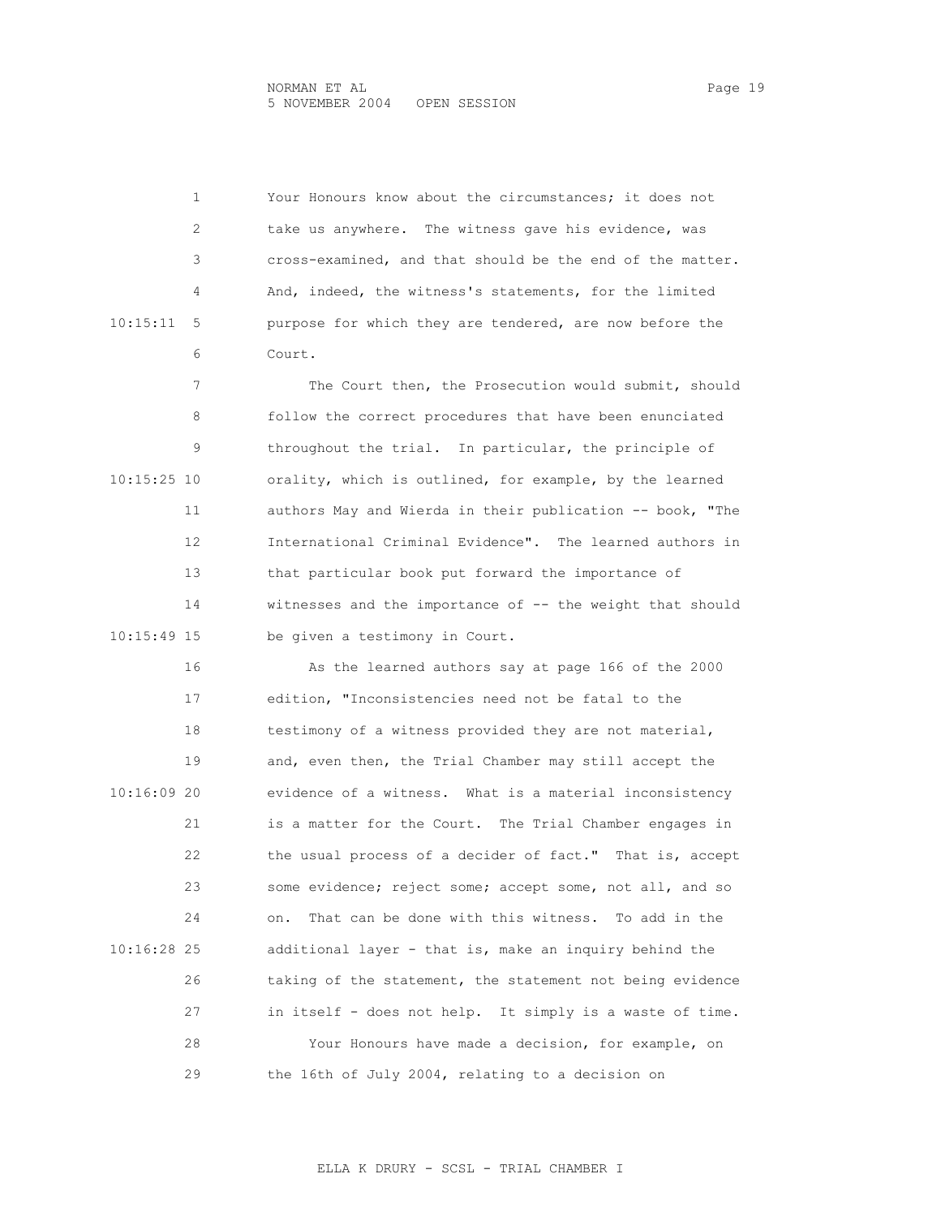Your Honours know about the circumstances; it does not take us anywhere. The witness gave his evidence, was cross-examined, and that should be the end of the matter. And, indeed, the witness's statements, for the limited purpose for which they are tendered, are now before the Court.

The Court then, the Prosecution would submit, should follow the correct procedures that have been enunciated throughout the trial. In particular, the principle of orality, which is outlined, for example, by the learned authors May and Wierda in their publication -- book, "The International Criminal Evidence". The learned authors in that particular book put forward the importance of witnesses and the importance of -- the weight that should be given a testimony in Court.

As the learned authors say at page 166 of the 2000 edition, "Inconsistencies need not be fatal to the testimony of a witness provided they are not material, and, even then, the Trial Chamber may still accept the evidence of a witness. What is a material inconsistency is a matter for the Court. The Trial Chamber engages in the usual process of a decider of fact." That is, accept some evidence; reject some; accept some, not all, and so on. That can be done with this witness. To add in the additional layer - that is, make an inquiry behind the taking of the statement, the statement not being evidence in itself - does not help. It simply is a waste of time.

Your Honours have made a decision, for example, on the 16th of July 2004, relating to a decision on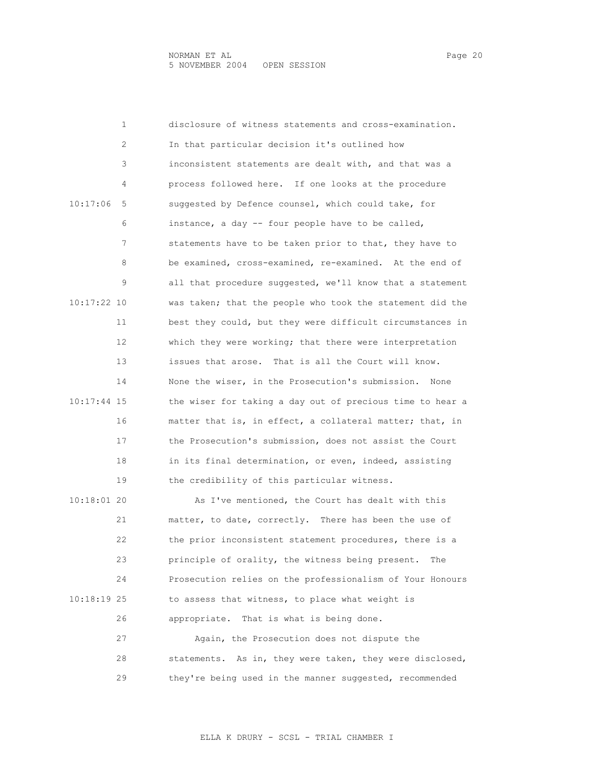disclosure of witness statements and cross-examination. In that particular decision it's outlined how inconsistent statements are dealt with, and that was a process followed here. If one looks at the procedure suggested by Defence counsel, which could take, for instance, a day -- four people have to be called, statements have to be taken prior to that, they have to be examined, cross-examined, re-examined. At the end of all that procedure suggested, we'll know that a statement was taken; that the people who took the statement did the best they could, but they were difficult circumstances in which they were working; that there were interpretation issues that arose. That is all the Court will know. None the wiser, in the Prosecution's submission. None the wiser for taking a day out of precious time to hear a matter that is, in effect, a collateral matter; that, in the Prosecution's submission, does not assist the Court in its final determination, or even, indeed, assisting the credibility of this particular witness.

As I've mentioned, the Court has dealt with this matter, to date, correctly. There has been the use of the prior inconsistent statement procedures, there is a principle of orality, the witness being present. The Prosecution relies on the professionalism of Your Honours to assess that witness, to place what weight is appropriate. That is what is being done.

Again, the Prosecution does not dispute the statements. As in, they were taken, they were disclosed, they're being used in the manner suggested, recommended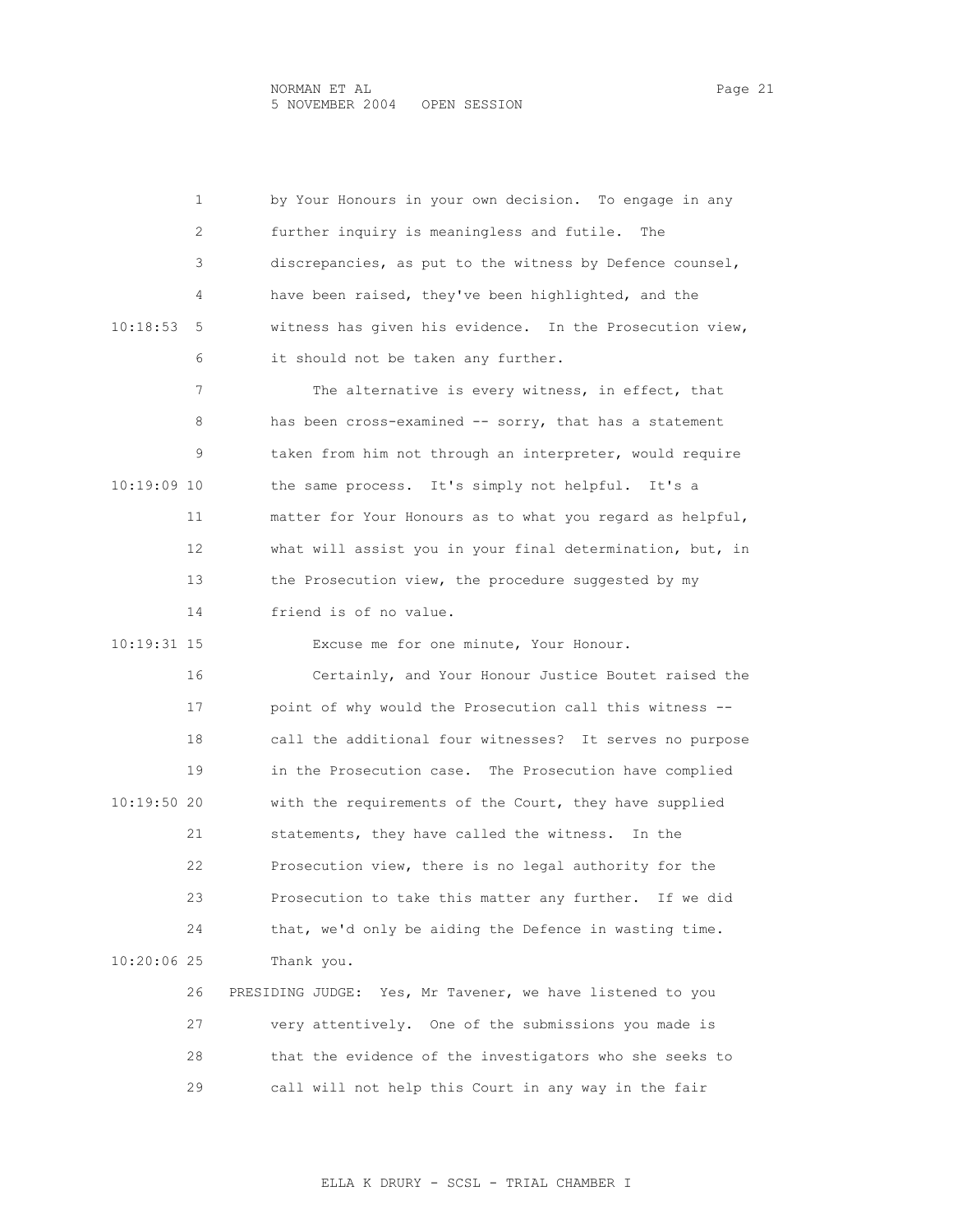by Your Honours in your own decision. To engage in any further inquiry is meaningless and futile. The discrepancies, as put to the witness by Defence counsel, have been raised, they've been highlighted, and the witness has given his evidence. In the Prosecution view, it should not be taken any further.

The alternative is every witness, in effect, that has been cross-examined -- sorry, that has a statement taken from him not through an interpreter, would require the same process. It's simply not helpful. It's a matter for Your Honours as to what you regard as helpful, what will assist you in your final determination, but, in the Prosecution view, the procedure suggested by my friend is of no value.

Excuse me for one minute, Your Honour.

Certainly, and Your Honour Justice Boutet raised the point of why would the Prosecution call this witness -- call the additional four witnesses? It serves no purpose in the Prosecution case. The Prosecution have complied with the requirements of the Court, they have supplied statements, they have called the witness. In the Prosecution view, there is no legal authority for the Prosecution to take this matter any further. If we did that, we'd only be aiding the Defence in wasting time. Thank you.

PRESIDING JUDGE: Yes, Mr Tavener, we have listened to you very attentively. One of the submissions you made is that the evidence of the investigators who she seeks to call will not help this Court in any way in the fair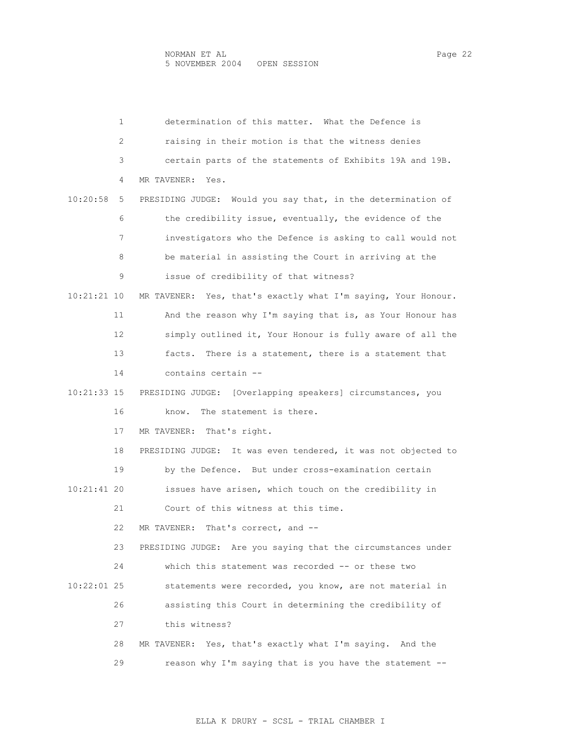determination of this matter. What the Defence is raising in their motion is that the witness denies certain parts of the statements of Exhibits 19A and 19B.

MR TAVENER: Yes.

PRESIDING JUDGE: Would you say that, in the determination of the credibility issue, eventually, the evidence of the investigators who the Defence is asking to call would not be material in assisting the Court in arriving at the issue of credibility of that witness?

MR TAVENER: Yes, that's exactly what I'm saying, Your Honour. And the reason why I'm saying that is, as Your Honour has simply outlined it, Your Honour is fully aware of all the facts. There is a statement, there is a statement that contains certain --

PRESIDING JUDGE: [Overlapping speakers] circumstances, you know. The statement is there.

MR TAVENER: That's right.

PRESIDING JUDGE: It was even tendered, it was not objected to by the Defence. But under cross-examination certain issues have arisen, which touch on the credibility in Court of this witness at this time.

MR TAVENER: That's correct, and --

PRESIDING JUDGE: Are you saying that the circumstances under which this statement was recorded -- or these two statements were recorded, you know, are not material in assisting this Court in determining the credibility of this witness?

MR TAVENER: Yes, that's exactly what I'm saying. And the reason why I'm saying that is you have the statement --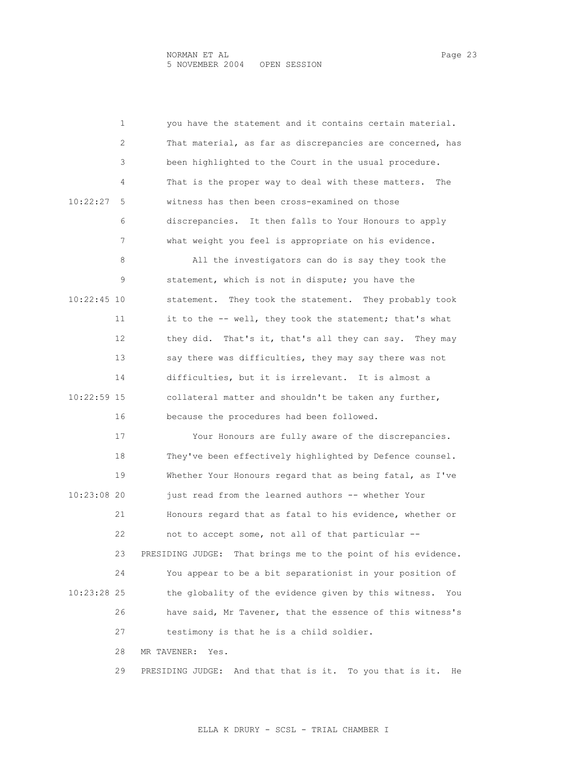you have the statement and it contains certain material. That material, as far as discrepancies are concerned, has been highlighted to the Court in the usual procedure. That is the proper way to deal with these matters. The witness has then been cross-examined on those discrepancies. It then falls to Your Honours to apply what weight you feel is appropriate on his evidence.

All the investigators can do is say they took the statement, which is not in dispute; you have the statement. They took the statement. They probably took it to the -- well, they took the statement; that's what they did. That's it, that's all they can say. They may say there was difficulties, they may say there was not difficulties, but it is irrelevant. It is almost a collateral matter and shouldn't be taken any further, because the procedures had been followed.

Your Honours are fully aware of the discrepancies. They've been effectively highlighted by Defence counsel. Whether Your Honours regard that as being fatal, as I've just read from the learned authors -- whether Your Honours regard that as fatal to his evidence, whether or not to accept some, not all of that particular --

PRESIDING JUDGE: That brings me to the point of his evidence. You appear to be a bit separationist in your position of the globality of the evidence given by this witness. You have said, Mr Tavener, that the essence of this witness's testimony is that he is a child soldier.

MR TAVENER: Yes.

PRESIDING JUDGE: And that that is it. To you that is it. He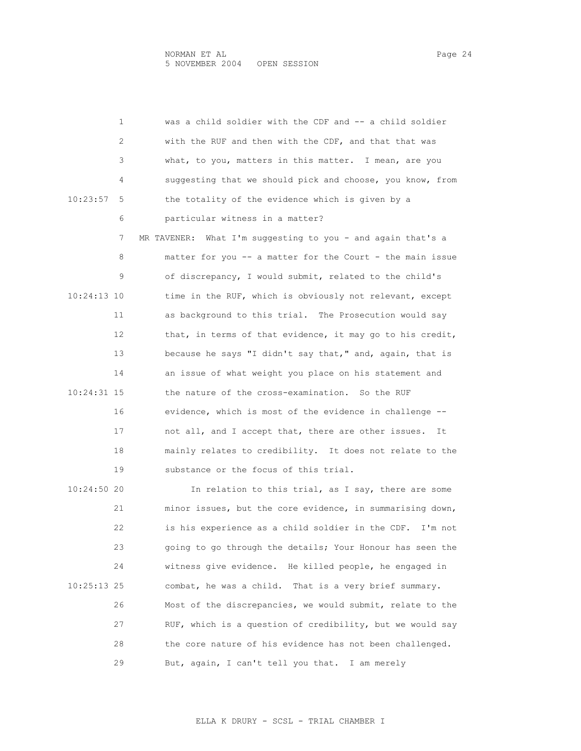was a child soldier with the CDF and -- a child soldier with the RUF and then with the CDF, and that that was what, to you, matters in this matter. I mean, are you suggesting that we should pick and choose, you know, from the totality of the evidence which is given by a particular witness in a matter?

MR TAVENER: What I'm suggesting to you - and again that's a matter for you -- a matter for the Court - the main issue of discrepancy, I would submit, related to the child's time in the RUF, which is obviously not relevant, except as background to this trial. The Prosecution would say that, in terms of that evidence, it may go to his credit, because he says "I didn't say that," and, again, that is an issue of what weight you place on his statement and the nature of the cross-examination. So the RUF evidence, which is most of the evidence in challenge -- not all, and I accept that, there are other issues. It mainly relates to credibility. It does not relate to the substance or the focus of this trial.

In relation to this trial, as I say, there are some minor issues, but the core evidence, in summarising down, is his experience as a child soldier in the CDF. I'm not going to go through the details; Your Honour has seen the witness give evidence. He killed people, he engaged in combat, he was a child. That is a very brief summary. Most of the discrepancies, we would submit, relate to the RUF, which is a question of credibility, but we would say the core nature of his evidence has not been challenged. But, again, I can't tell you that. I am merely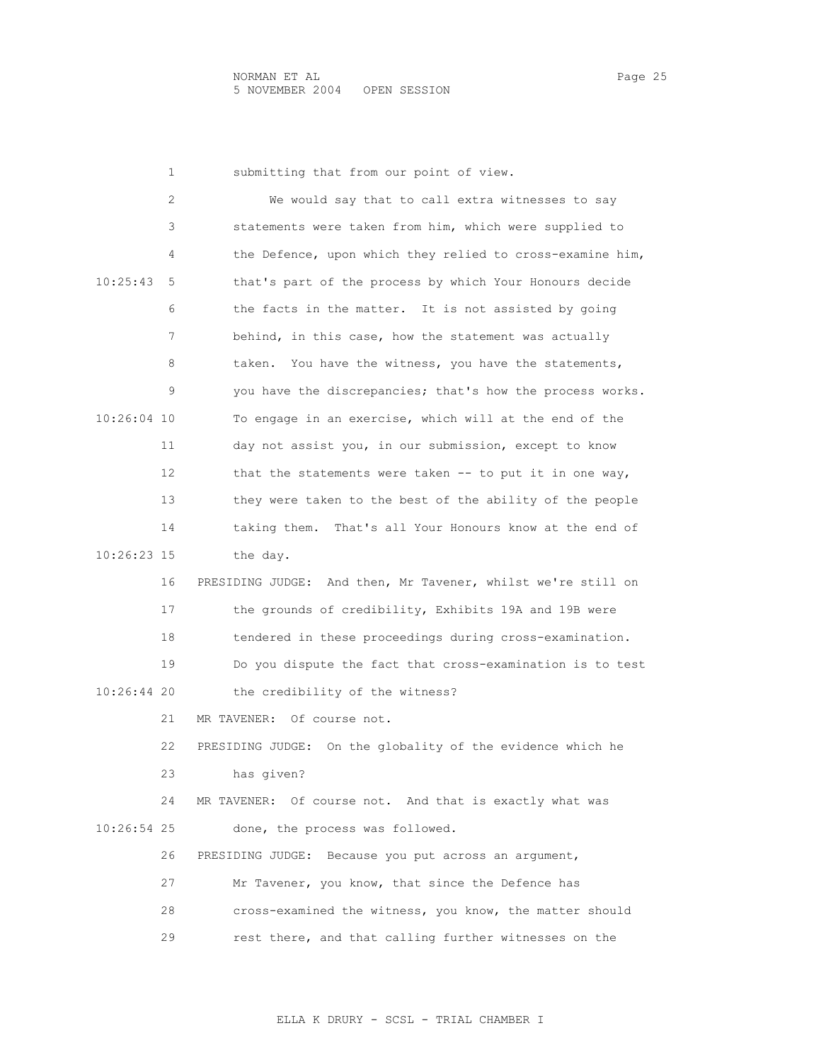submitting that from our point of view.

We would say that to call extra witnesses to say statements were taken from him, which were supplied to the Defence, upon which they relied to cross-examine him, that's part of the process by which Your Honours decide the facts in the matter. It is not assisted by going behind, in this case, how the statement was actually taken. You have the witness, you have the statements, you have the discrepancies; that's how the process works. To engage in an exercise, which will at the end of the day not assist you, in our submission, except to know that the statements were taken -- to put it in one way, they were taken to the best of the ability of the people taking them. That's all Your Honours know at the end of the day.

PRESIDING JUDGE: And then, Mr Tavener, whilst we're still on the grounds of credibility, Exhibits 19A and 19B were tendered in these proceedings during cross-examination. Do you dispute the fact that cross-examination is to test the credibility of the witness?

MR TAVENER: Of course not.

PRESIDING JUDGE: On the globality of the evidence which he has given?

MR TAVENER: Of course not. And that is exactly what was done, the process was followed.

PRESIDING JUDGE: Because you put across an argument, Mr Tavener, you know, that since the Defence has cross-examined the witness, you know, the matter should rest there, and that calling further witnesses on the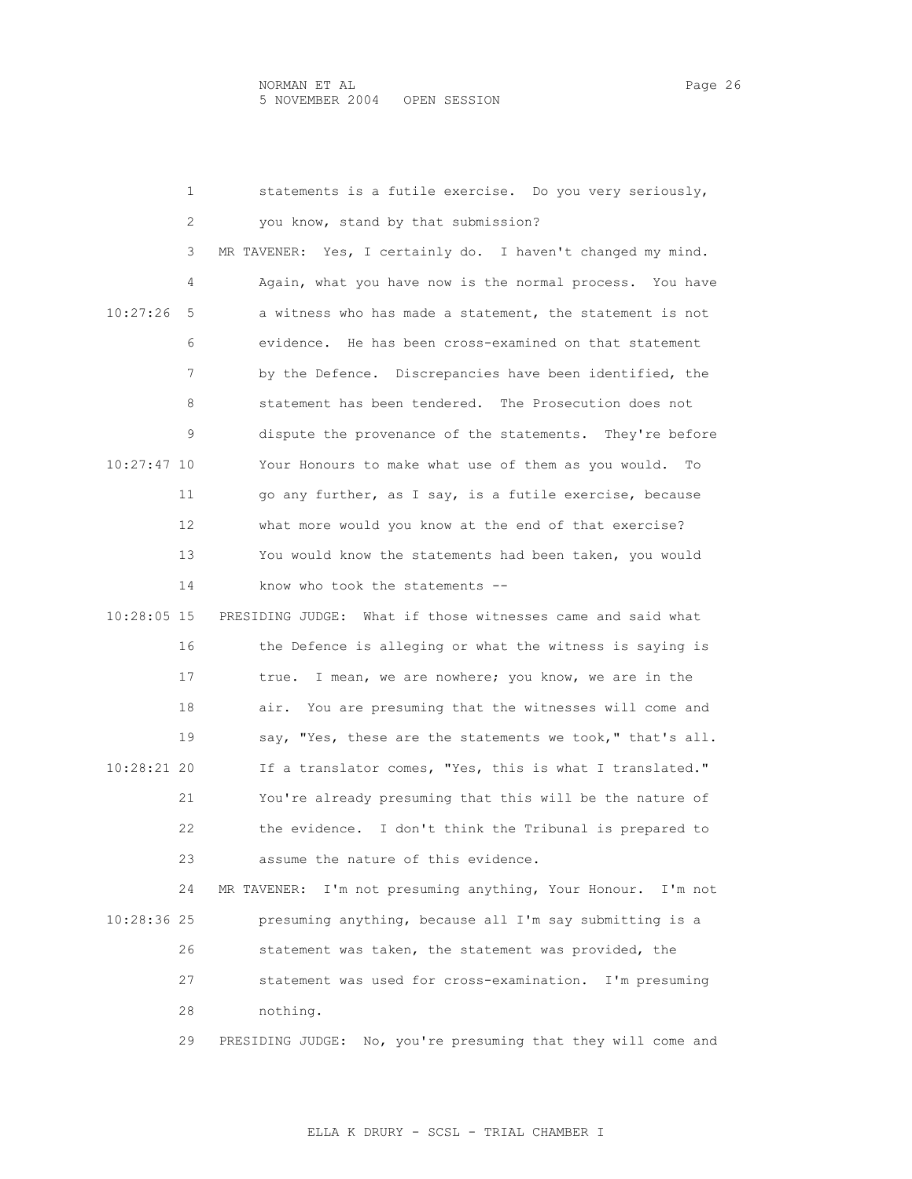statements is a futile exercise. Do you very seriously, you know, stand by that submission?

MR TAVENER: Yes, I certainly do. I haven't changed my mind. Again, what you have now is the normal process. You have a witness who has made a statement, the statement is not evidence. He has been cross-examined on that statement by the Defence. Discrepancies have been identified, the statement has been tendered. The Prosecution does not dispute the provenance of the statements. They're before Your Honours to make what use of them as you would. To go any further, as I say, is a futile exercise, because what more would you know at the end of that exercise? You would know the statements had been taken, you would know who took the statements --

PRESIDING JUDGE: What if those witnesses came and said what the Defence is alleging or what the witness is saying is true. I mean, we are nowhere; you know, we are in the air. You are presuming that the witnesses will come and say, "Yes, these are the statements we took," that's all. If a translator comes, "Yes, this is what I translated." You're already presuming that this will be the nature of the evidence. I don't think the Tribunal is prepared to assume the nature of this evidence.

MR TAVENER: I'm not presuming anything, Your Honour. I'm not presuming anything, because all I'm say submitting is a statement was taken, the statement was provided, the statement was used for cross-examination. I'm presuming nothing.

PRESIDING JUDGE: No, you're presuming that they will come and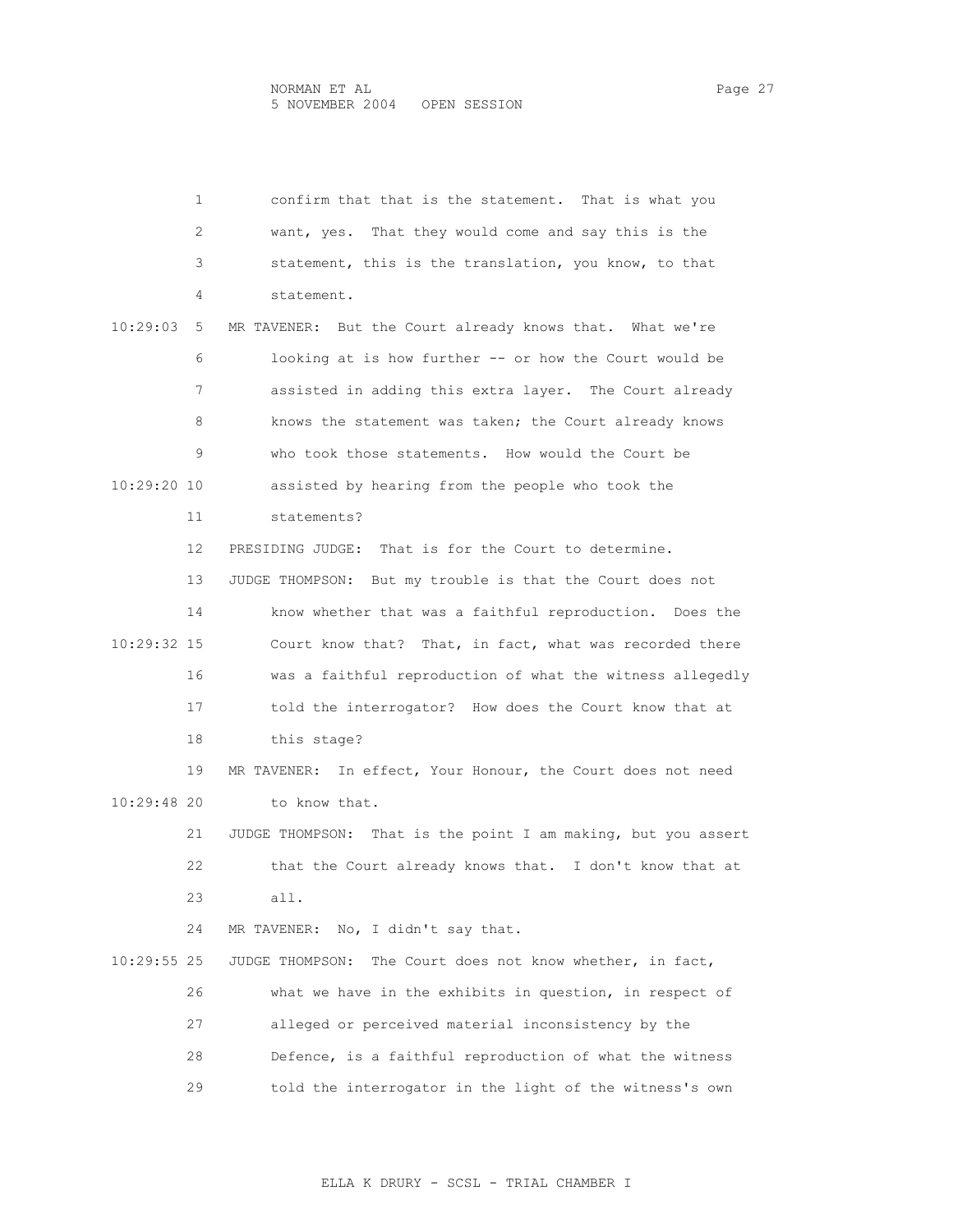confirm that that is the statement. That is what you want, yes. That they would come and say this is the statement, this is the translation, you know, to that statement.

MR TAVENER: But the Court already knows that. What we're looking at is how further -- or how the Court would be assisted in adding this extra layer. The Court already knows the statement was taken; the Court already knows who took those statements. How would the Court be assisted by hearing from the people who took the statements?

PRESIDING JUDGE: That is for the Court to determine.

JUDGE THOMPSON: But my trouble is that the Court does not know whether that was a faithful reproduction. Does the Court know that? That, in fact, what was recorded there was a faithful reproduction of what the witness allegedly told the interrogator? How does the Court know that at this stage?

MR TAVENER: In effect, Your Honour, the Court does not need to know that.

JUDGE THOMPSON: That is the point I am making, but you assert that the Court already knows that. I don't know that at all.

MR TAVENER: No, I didn't say that.

JUDGE THOMPSON: The Court does not know whether, in fact, what we have in the exhibits in question, in respect of alleged or perceived material inconsistency by the Defence, is a faithful reproduction of what the witness told the interrogator in the light of the witness's own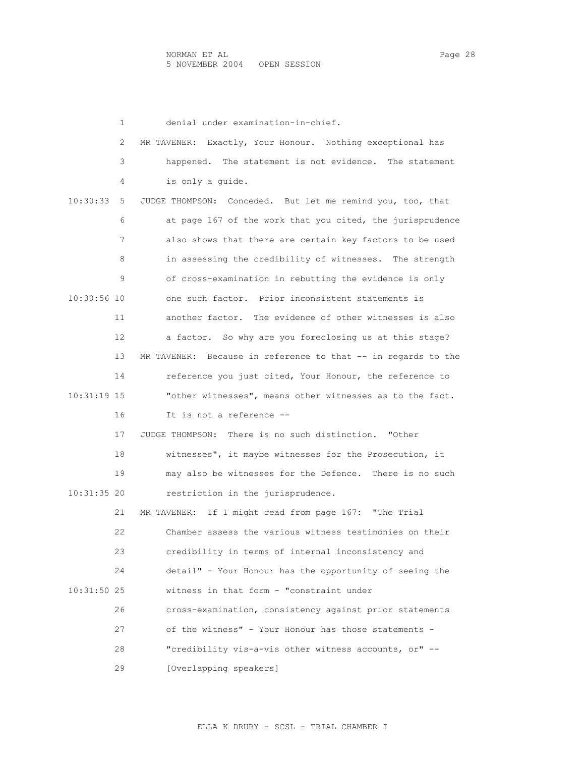denial under examination-in-chief.

MR TAVENER: Exactly, Your Honour. Nothing exceptional has happened. The statement is not evidence. The statement is only a guide.

JUDGE THOMPSON: Conceded. But let me remind you, too, that at page 167 of the work that you cited, the jurisprudence also shows that there are certain key factors to be used in assessing the credibility of witnesses. The strength of cross-examination in rebutting the evidence is only one such factor. Prior inconsistent statements is another factor. The evidence of other witnesses is also a factor. So why are you foreclosing us at this stage?

MR TAVENER: Because in reference to that -- in regards to the reference you just cited, Your Honour, the reference to "other witnesses", means other witnesses as to the fact. It is not a reference --

JUDGE THOMPSON: There is no such distinction. "Other witnesses", it maybe witnesses for the Prosecution, it may also be witnesses for the Defence. There is no such restriction in the jurisprudence.

MR TAVENER: If I might read from page 167: "The Trial Chamber assess the various witness testimonies on their credibility in terms of internal inconsistency and detail" - Your Honour has the opportunity of seeing the witness in that form - "constraint under cross-examination, consistency against prior statements of the witness" - Your Honour has those statements - "credibility vis-a-vis other witness accounts, or" --

[Overlapping speakers]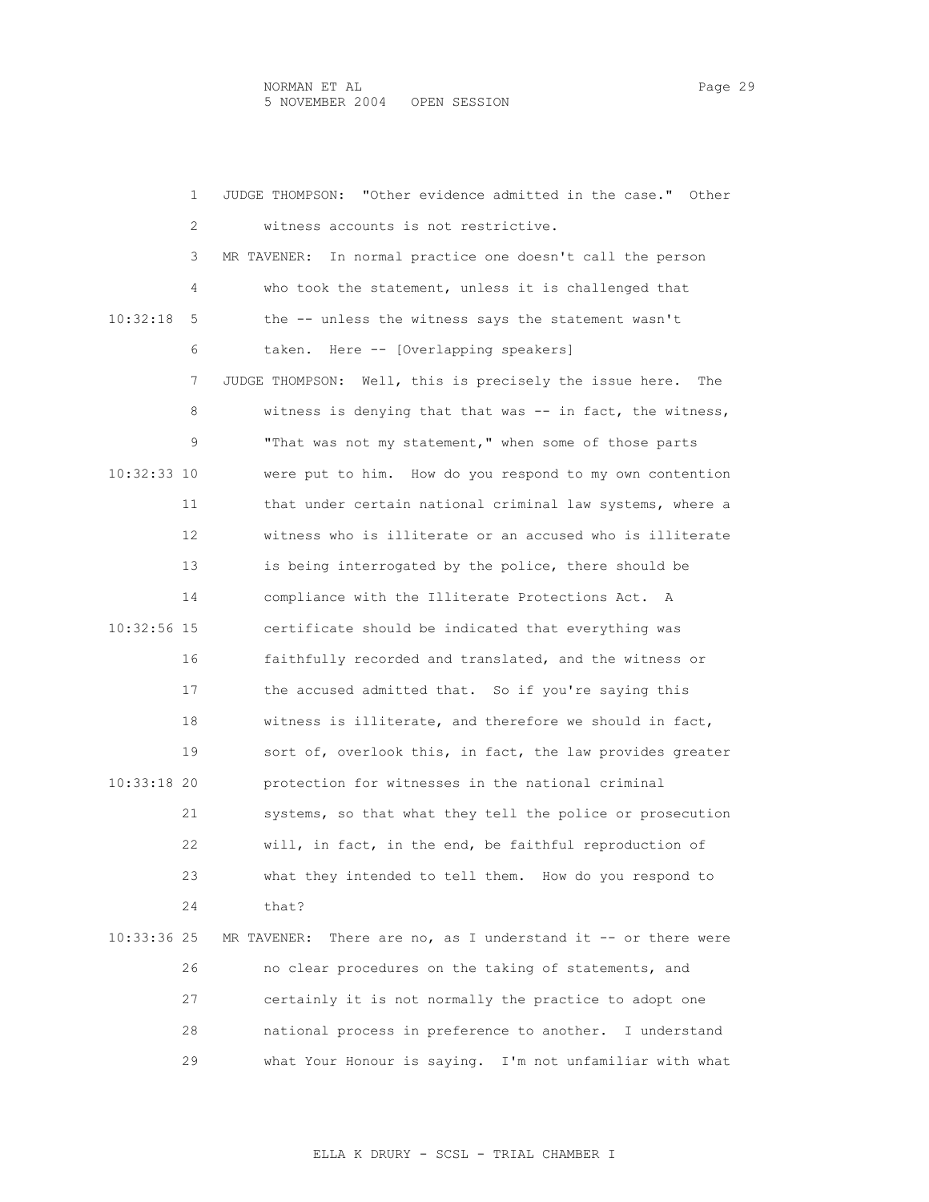JUDGE THOMPSON: "Other evidence admitted in the case." Other witness accounts is not restrictive.

MR TAVENER: In normal practice one doesn't call the person who took the statement, unless it is challenged that the -- unless the witness says the statement wasn't taken. Here -- [Overlapping speakers]

JUDGE THOMPSON: Well, this is precisely the issue here. The witness is denying that that was -- in fact, the witness, "That was not my statement," when some of those parts were put to him. How do you respond to my own contention that under certain national criminal law systems, where a witness who is illiterate or an accused who is illiterate is being interrogated by the police, there should be compliance with the Illiterate Protections Act. A certificate should be indicated that everything was faithfully recorded and translated, and the witness or the accused admitted that. So if you're saying this witness is illiterate, and therefore we should in fact, sort of, overlook this, in fact, the law provides greater protection for witnesses in the national criminal systems, so that what they tell the police or prosecution will, in fact, in the end, be faithful reproduction of what they intended to tell them. How do you respond to that?

MR TAVENER: There are no, as I understand it -- or there were no clear procedures on the taking of statements, and certainly it is not normally the practice to adopt one national process in preference to another. I understand what Your Honour is saying. I'm not unfamiliar with what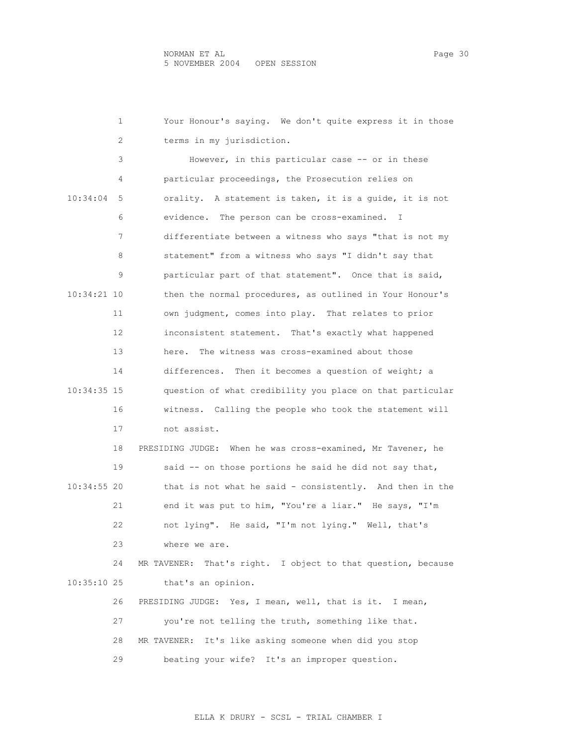Your Honour's saying. We don't quite express it in those terms in my jurisdiction.

However, in this particular case -- or in these particular proceedings, the Prosecution relies on orality. A statement is taken, it is a guide, it is not evidence. The person can be cross-examined. I differentiate between a witness who says "that is not my statement" from a witness who says "I didn't say that particular part of that statement". Once that is said, then the normal procedures, as outlined in Your Honour's own judgment, comes into play. That relates to prior inconsistent statement. That's exactly what happened here. The witness was cross-examined about those differences. Then it becomes a question of weight; a question of what credibility you place on that particular witness. Calling the people who took the statement will not assist.

PRESIDING JUDGE: When he was cross-examined, Mr Tavener, he said -- on those portions he said he did not say that, that is not what he said - consistently. And then in the end it was put to him, "You're a liar." He says, "I'm not lying". He said, "I'm not lying." Well, that's where we are.

MR TAVENER: That's right. I object to that question, because that's an opinion.

PRESIDING JUDGE: Yes, I mean, well, that is it. I mean, you're not telling the truth, something like that.

MR TAVENER: It's like asking someone when did you stop beating your wife? It's an improper question.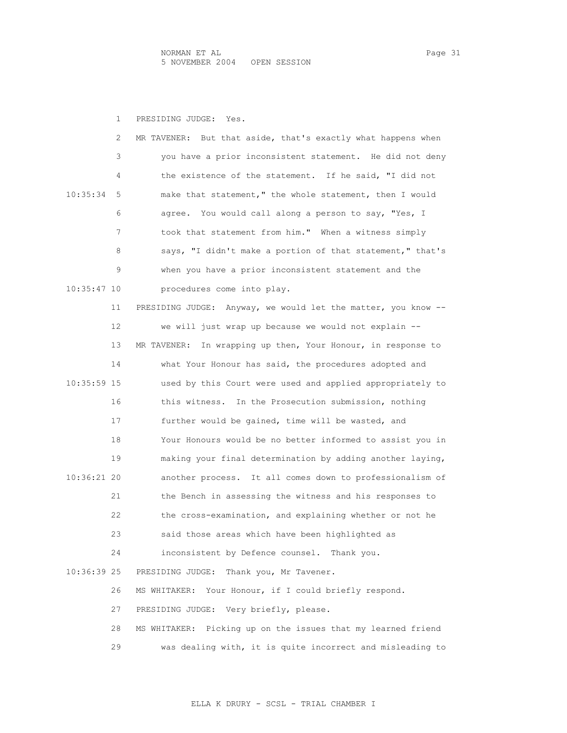PRESIDING JUDGE: Yes.

MR TAVENER: But that aside, that's exactly what happens when you have a prior inconsistent statement. He did not deny the existence of the statement. If he said, "I did not make that statement," the whole statement, then I would agree. You would call along a person to say, "Yes, I took that statement from him." When a witness simply says, "I didn't make a portion of that statement," that's when you have a prior inconsistent statement and the procedures come into play.

PRESIDING JUDGE: Anyway, we would let the matter, you know -- we will just wrap up because we would not explain --

MR TAVENER: In wrapping up then, Your Honour, in response to what Your Honour has said, the procedures adopted and used by this Court were used and applied appropriately to this witness. In the Prosecution submission, nothing further would be gained, time will be wasted, and Your Honours would be no better informed to assist you in making your final determination by adding another laying, another process. It all comes down to professionalism of the Bench in assessing the witness and his responses to the cross-examination, and explaining whether or not he said those areas which have been highlighted as inconsistent by Defence counsel. Thank you.

PRESIDING JUDGE: Thank you, Mr Tavener.

MS WHITAKER: Your Honour, if I could briefly respond.

PRESIDING JUDGE: Very briefly, please.

MS WHITAKER: Picking up on the issues that my learned friend was dealing with, it is quite incorrect and misleading to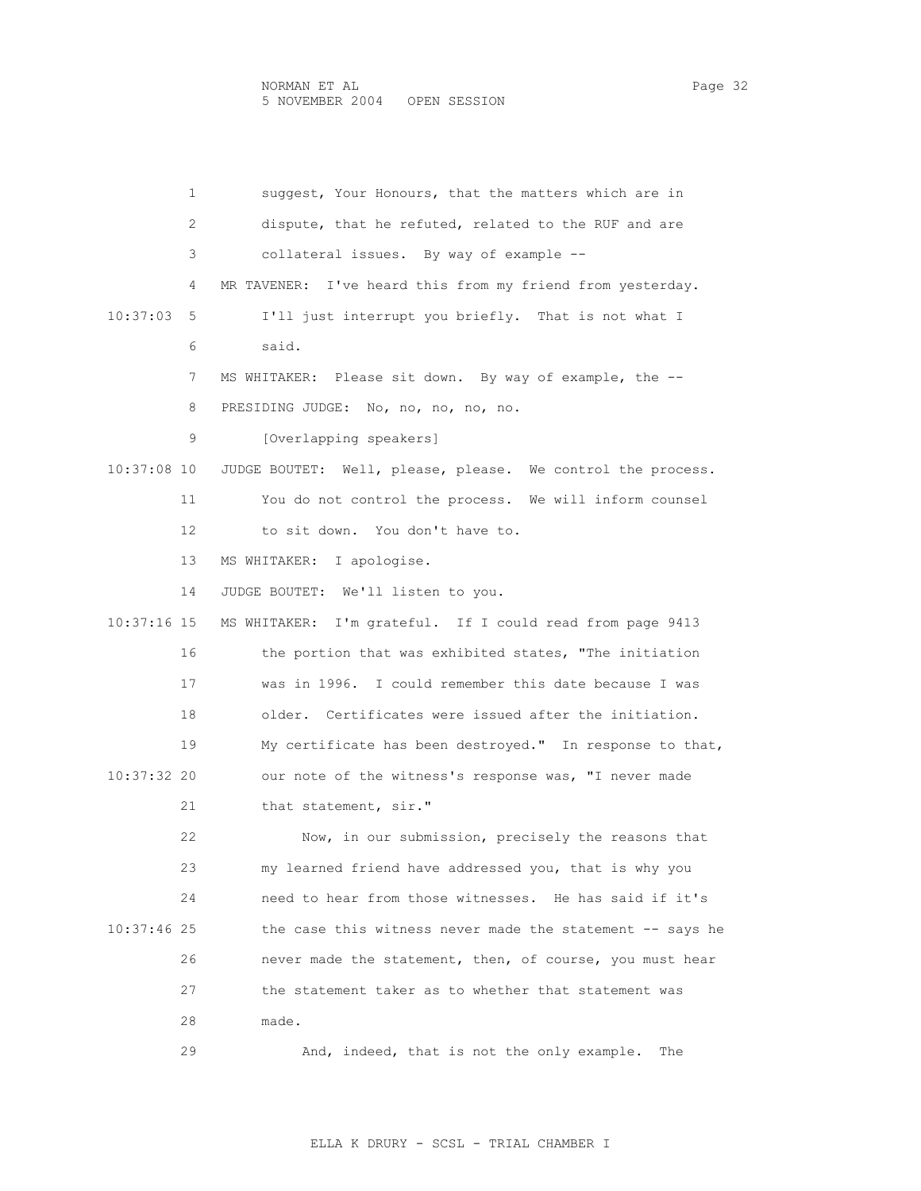suggest, Your Honours, that the matters which are in dispute, that he refuted, related to the RUF and are collateral issues. By way of example --

MR TAVENER: I've heard this from my friend from yesterday. I'll just interrupt you briefly. That is not what I said.

MS WHITAKER: Please sit down. By way of example, the --

PRESIDING JUDGE: No, no, no, no, no.

[Overlapping speakers]

JUDGE BOUTET: Well, please, please. We control the process. You do not control the process. We will inform counsel to sit down. You don't have to.

MS WHITAKER: I apologise.

JUDGE BOUTET: We'll listen to you.

MS WHITAKER: I'm grateful. If I could read from page 9413 the portion that was exhibited states, "The initiation was in 1996. I could remember this date because I was older. Certificates were issued after the initiation. My certificate has been destroyed." In response to that, our note of the witness's response was, "I never made that statement, sir."

Now, in our submission, precisely the reasons that my learned friend have addressed you, that is why you need to hear from those witnesses. He has said if it's the case this witness never made the statement -- says he never made the statement, then, of course, you must hear the statement taker as to whether that statement was made.

And, indeed, that is not the only example. The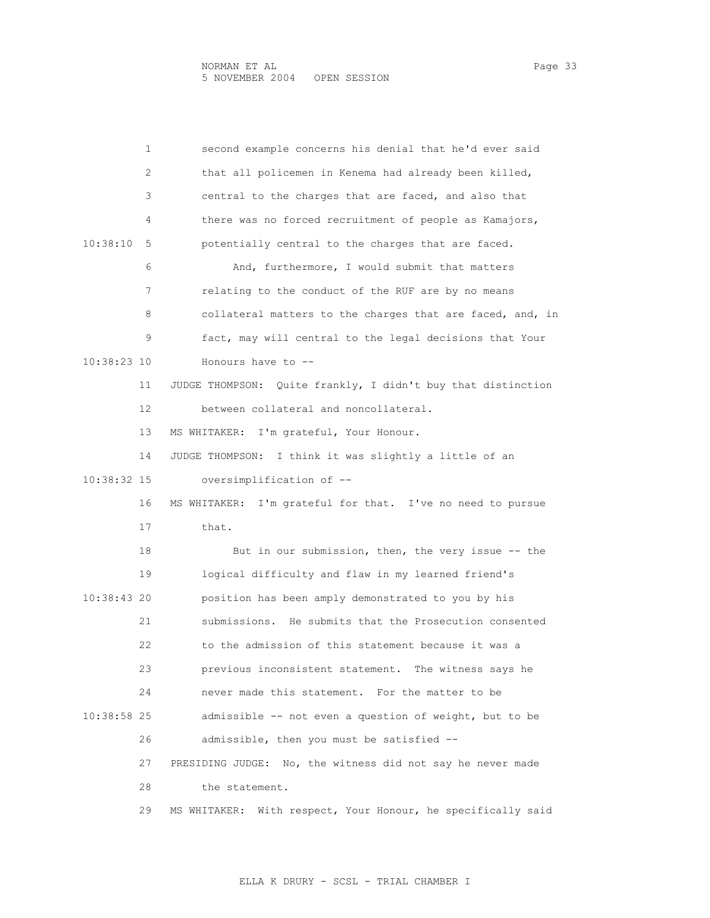1 second example concerns his denial that he'd ever said
2 that all policemen in Kenema had already been killed,
3 central to the charges that are faced, and also that
4 there was no forced recruitment of people as Kamajors,
10:38:10 5 potentially central to the charges that are faced.
6 And, furthermore, I would submit that matters
7 relating to the conduct of the RUF are by no means
8 collateral matters to the charges that are faced, and, in
9 fact, may will central to the legal decisions that Your
10:38:23 10 Honours have to --
11 JUDGE THOMPSON: Quite frankly, I didn't buy that distinction
12 between collateral and noncollateral.
13 MS WHITAKER: I'm grateful, Your Honour.
14 JUDGE THOMPSON: I think it was slightly a little of an
10:38:32 15 oversimplification of --
16 MS WHITAKER: I'm grateful for that. I've no need to pursue
17 that.
18 But in our submission, then, the very issue -- the
19 logical difficulty and flaw in my learned friend's
10:38:43 20 position has been amply demonstrated to you by his
21 submissions. He submits that the Prosecution consented
22 to the admission of this statement because it was a
23 previous inconsistent statement. The witness says he
24 never made this statement. For the matter to be
10:38:58 25 admissible -- not even a question of weight, but to be
26 admissible, then you must be satisfied --
27 PRESIDING JUDGE: No, the witness did not say he never made
28 the statement.
29 MS WHITAKER: With respect, Your Honour, he specifically said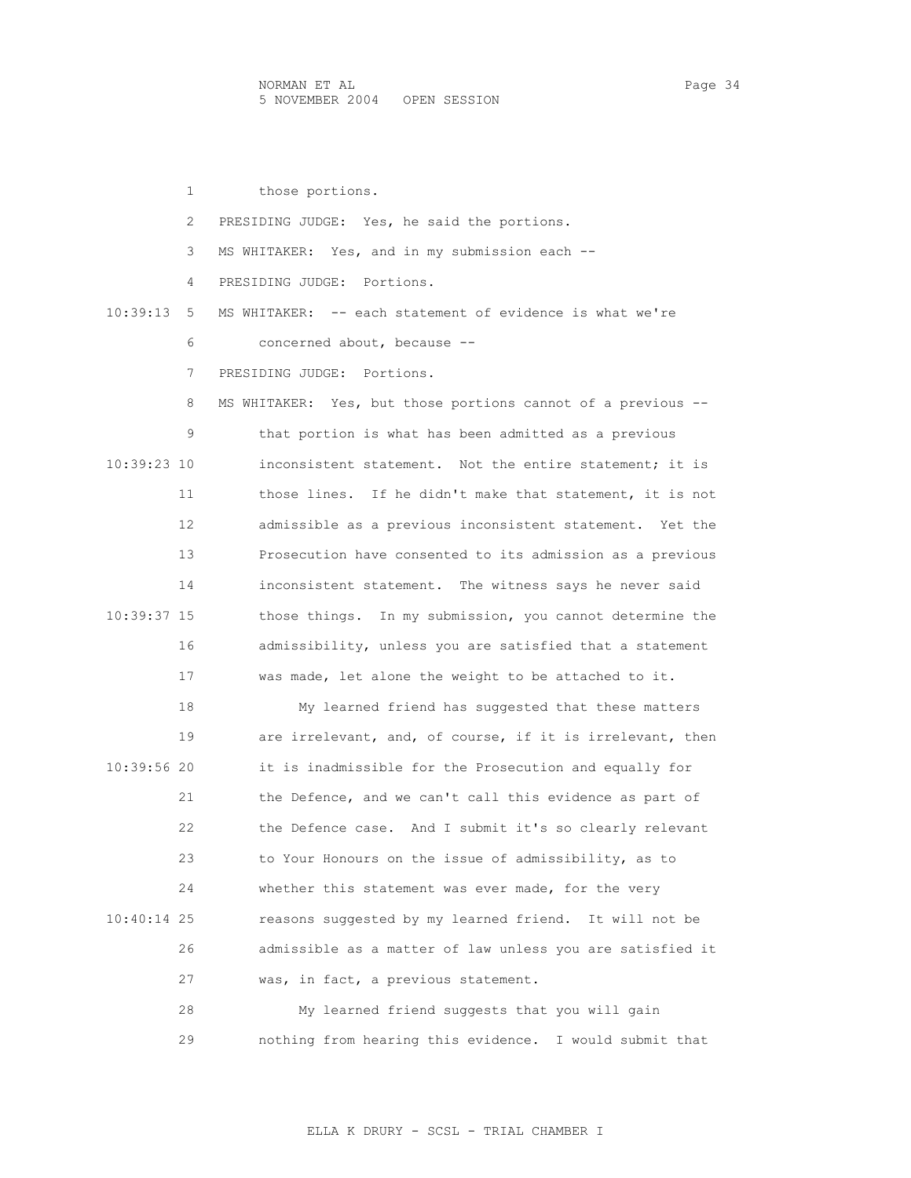those portions.

PRESIDING JUDGE: Yes, he said the portions.

MS WHITAKER: Yes, and in my submission each --

PRESIDING JUDGE: Portions.

MS WHITAKER: -- each statement of evidence is what we're concerned about, because --

PRESIDING JUDGE: Portions.

MS WHITAKER: Yes, but those portions cannot of a previous -- that portion is what has been admitted as a previous inconsistent statement. Not the entire statement; it is those lines. If he didn't make that statement, it is not admissible as a previous inconsistent statement. Yet the Prosecution have consented to its admission as a previous inconsistent statement. The witness says he never said those things. In my submission, you cannot determine the admissibility, unless you are satisfied that a statement was made, let alone the weight to be attached to it.

My learned friend has suggested that these matters are irrelevant, and, of course, if it is irrelevant, then it is inadmissible for the Prosecution and equally for the Defence, and we can't call this evidence as part of the Defence case. And I submit it's so clearly relevant to Your Honours on the issue of admissibility, as to whether this statement was ever made, for the very reasons suggested by my learned friend. It will not be admissible as a matter of law unless you are satisfied it was, in fact, a previous statement.

My learned friend suggests that you will gain nothing from hearing this evidence. I would submit that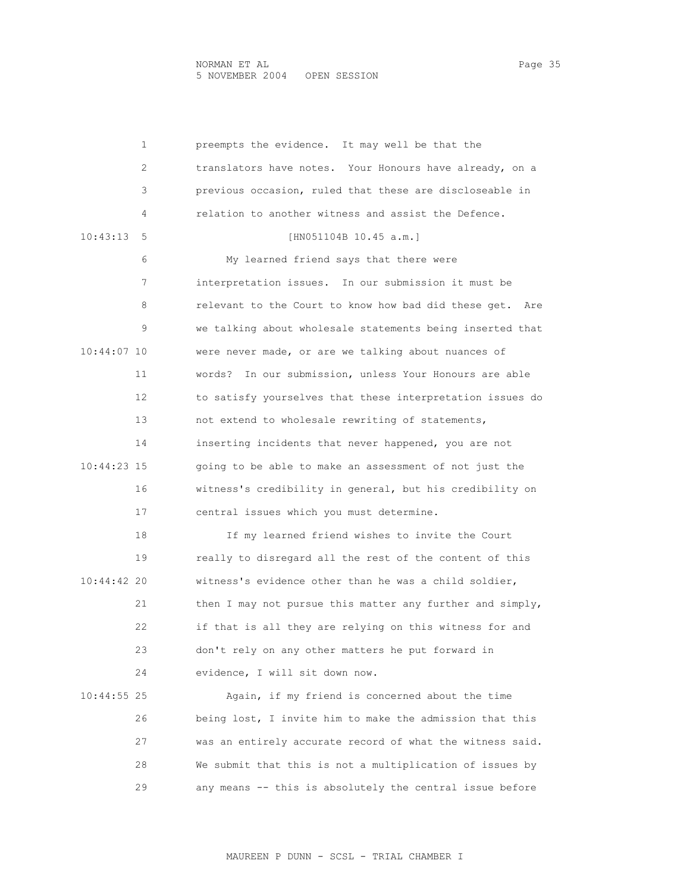1 preempts the evidence. It may well be that the
2 translators have notes. Your Honours have already, on a
3 previous occasion, ruled that these are discloseable in
4 relation to another witness and assist the Defence.

10:43:13 5 [HN051104B 10.45 a.m.]

6 My learned friend says that there were
7 interpretation issues. In our submission it must be
8 relevant to the Court to know how bad did these get. Are
9 we talking about wholesale statements being inserted that

10:44:07 10 were never made, or are we talking about nuances of
11 words? In our submission, unless Your Honours are able
12 to satisfy yourselves that these interpretation issues do
13 not extend to wholesale rewriting of statements,
14 inserting incidents that never happened, you are not

10:44:23 15 going to be able to make an assessment of not just the
16 witness's credibility in general, but his credibility on
17 central issues which you must determine.

18 If my learned friend wishes to invite the Court
19 really to disregard all the rest of the content of this

10:44:42 20 witness's evidence other than he was a child soldier,
21 then I may not pursue this matter any further and simply,
22 if that is all they are relying on this witness for and
23 don't rely on any other matters he put forward in
24 evidence, I will sit down now.

10:44:55 25 Again, if my friend is concerned about the time
26 being lost, I invite him to make the admission that this
27 was an entirely accurate record of what the witness said.
28 We submit that this is not a multiplication of issues by
29 any means -- this is absolutely the central issue before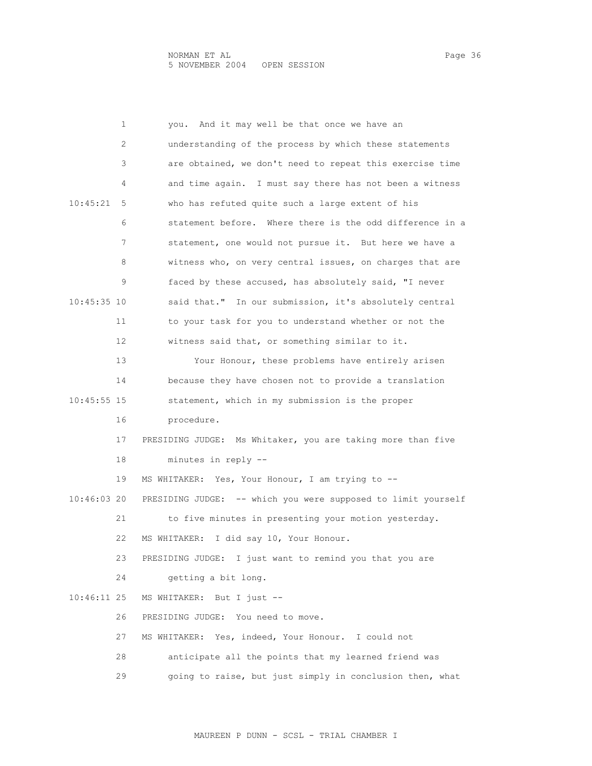1 you. And it may well be that once we have an

2 understanding of the process by which these statements

3 are obtained, we don't need to repeat this exercise time

4 and time again. I must say there has not been a witness

10:45:21 5 who has refuted quite such a large extent of his

6 statement before. Where there is the odd difference in a

7 statement, one would not pursue it. But here we have a

8 witness who, on very central issues, on charges that are

9 faced by these accused, has absolutely said, "I never

10:45:35 10 said that." In our submission, it's absolutely central

11 to your task for you to understand whether or not the

12 witness said that, or something similar to it.

13 Your Honour, these problems have entirely arisen

14 because they have chosen not to provide a translation

10:45:55 15 statement, which in my submission is the proper

16 procedure.

17 PRESIDING JUDGE: Ms Whitaker, you are taking more than five

18 minutes in reply --

19 MS WHITAKER: Yes, Your Honour, I am trying to --

10:46:03 20 PRESIDING JUDGE: -- which you were supposed to limit yourself

21 to five minutes in presenting your motion yesterday.

22 MS WHITAKER: I did say 10, Your Honour.

23 PRESIDING JUDGE: I just want to remind you that you are

24 getting a bit long.

10:46:11 25 MS WHITAKER: But I just --

26 PRESIDING JUDGE: You need to move.

27 MS WHITAKER: Yes, indeed, Your Honour. I could not

28 anticipate all the points that my learned friend was

29 going to raise, but just simply in conclusion then, what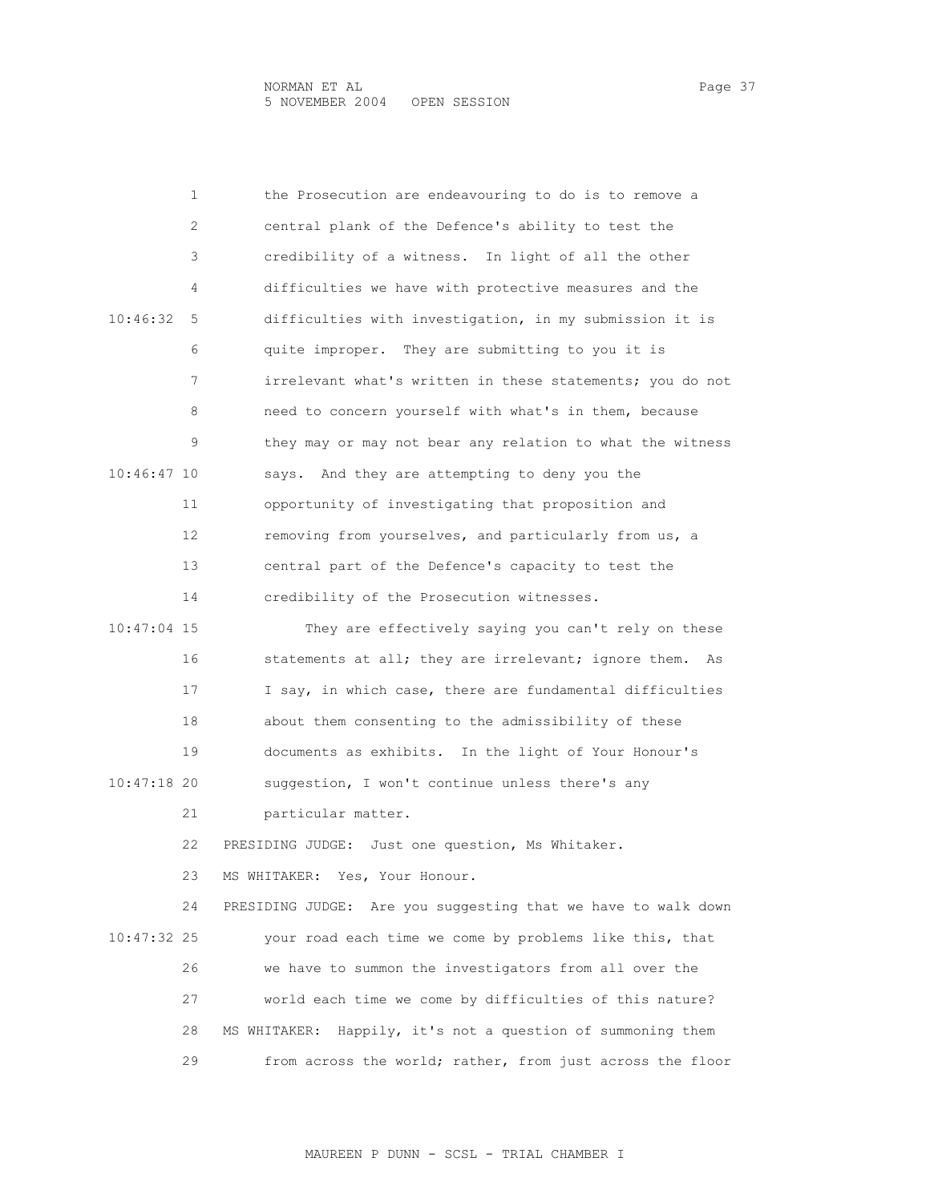the Prosecution are endeavouring to do is to remove a central plank of the Defence's ability to test the credibility of a witness. In light of all the other difficulties we have with protective measures and the difficulties with investigation, in my submission it is quite improper. They are submitting to you it is irrelevant what's written in these statements; you do not need to concern yourself with what's in them, because they may or may not bear any relation to what the witness says. And they are attempting to deny you the opportunity of investigating that proposition and removing from yourselves, and particularly from us, a central part of the Defence's capacity to test the credibility of the Prosecution witnesses.

They are effectively saying you can't rely on these statements at all; they are irrelevant; ignore them. As I say, in which case, there are fundamental difficulties about them consenting to the admissibility of these documents as exhibits. In the light of Your Honour's suggestion, I won't continue unless there's any particular matter.

PRESIDING JUDGE: Just one question, Ms Whitaker.

MS WHITAKER: Yes, Your Honour.

PRESIDING JUDGE: Are you suggesting that we have to walk down your road each time we come by problems like this, that we have to summon the investigators from all over the world each time we come by difficulties of this nature?

MS WHITAKER: Happily, it's not a question of summoning them from across the world; rather, from just across the floor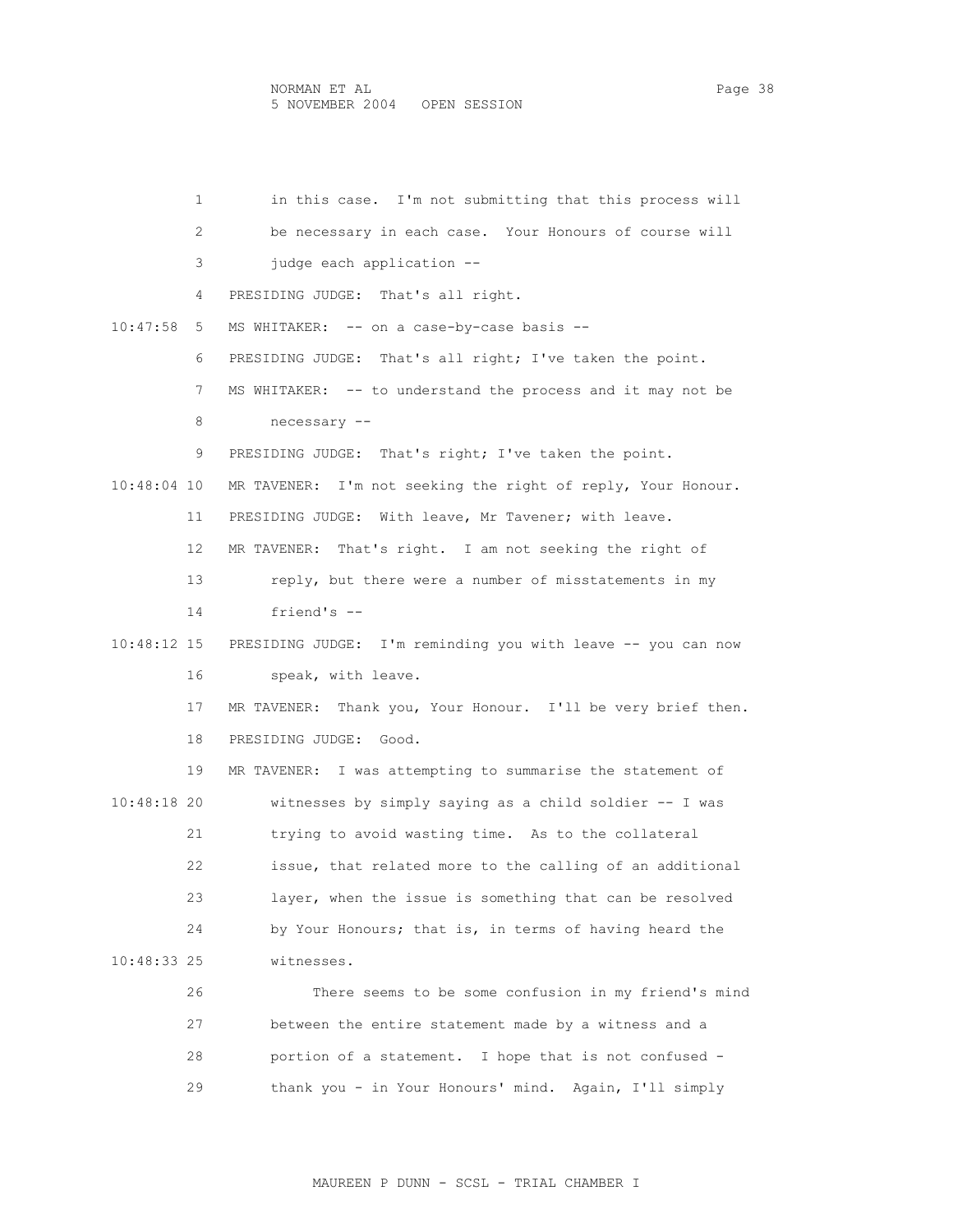in this case. I'm not submitting that this process will be necessary in each case. Your Honours of course will judge each application --

PRESIDING JUDGE: That's all right.

MS WHITAKER: -- on a case-by-case basis --

PRESIDING JUDGE: That's all right; I've taken the point.

MS WHITAKER: -- to understand the process and it may not be necessary --

PRESIDING JUDGE: That's right; I've taken the point.

MR TAVENER: I'm not seeking the right of reply, Your Honour.

PRESIDING JUDGE: With leave, Mr Tavener; with leave.

MR TAVENER: That's right. I am not seeking the right of reply, but there were a number of misstatements in my friend's --

PRESIDING JUDGE: I'm reminding you with leave -- you can now speak, with leave.

MR TAVENER: Thank you, Your Honour. I'll be very brief then.

PRESIDING JUDGE: Good.

MR TAVENER: I was attempting to summarise the statement of witnesses by simply saying as a child soldier -- I was trying to avoid wasting time. As to the collateral issue, that related more to the calling of an additional layer, when the issue is something that can be resolved by Your Honours; that is, in terms of having heard the witnesses.

There seems to be some confusion in my friend's mind between the entire statement made by a witness and a portion of a statement. I hope that is not confused - thank you - in Your Honours' mind. Again, I'll simply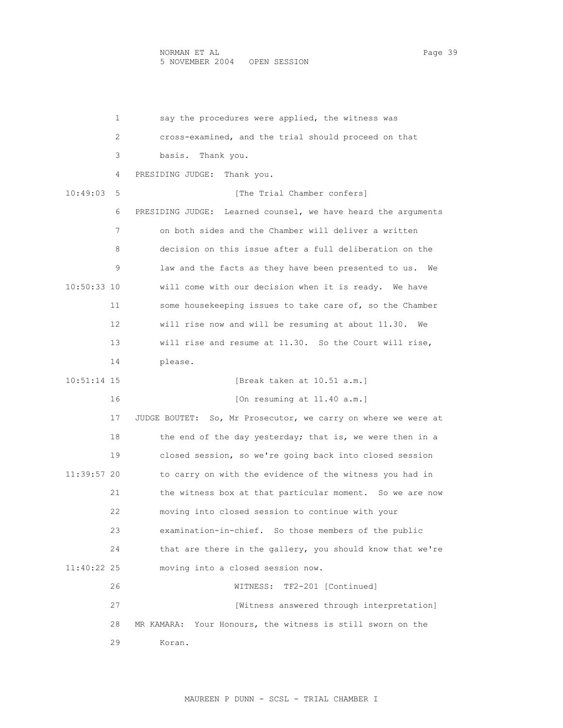say the procedures were applied, the witness was cross-examined, and the trial should proceed on that basis. Thank you.

PRESIDING JUDGE: Thank you.

[The Trial Chamber confers]

PRESIDING JUDGE: Learned counsel, we have heard the arguments on both sides and the Chamber will deliver a written decision on this issue after a full deliberation on the law and the facts as they have been presented to us. We will come with our decision when it is ready. We have some housekeeping issues to take care of, so the Chamber will rise now and will be resuming at about 11.30. We will rise and resume at 11.30. So the Court will rise, please.

[Break taken at 10.51 a.m.]

[On resuming at 11.40 a.m.]

JUDGE BOUTET: So, Mr Prosecutor, we carry on where we were at the end of the day yesterday; that is, we were then in a closed session, so we're going back into closed session to carry on with the evidence of the witness you had in the witness box at that particular moment. So we are now moving into closed session to continue with your examination-in-chief. So those members of the public that are there in the gallery, you should know that we're moving into a closed session now.

WITNESS: TF2-201 [Continued]

[Witness answered through interpretation]

MR KAMARA: Your Honours, the witness is still sworn on the Koran.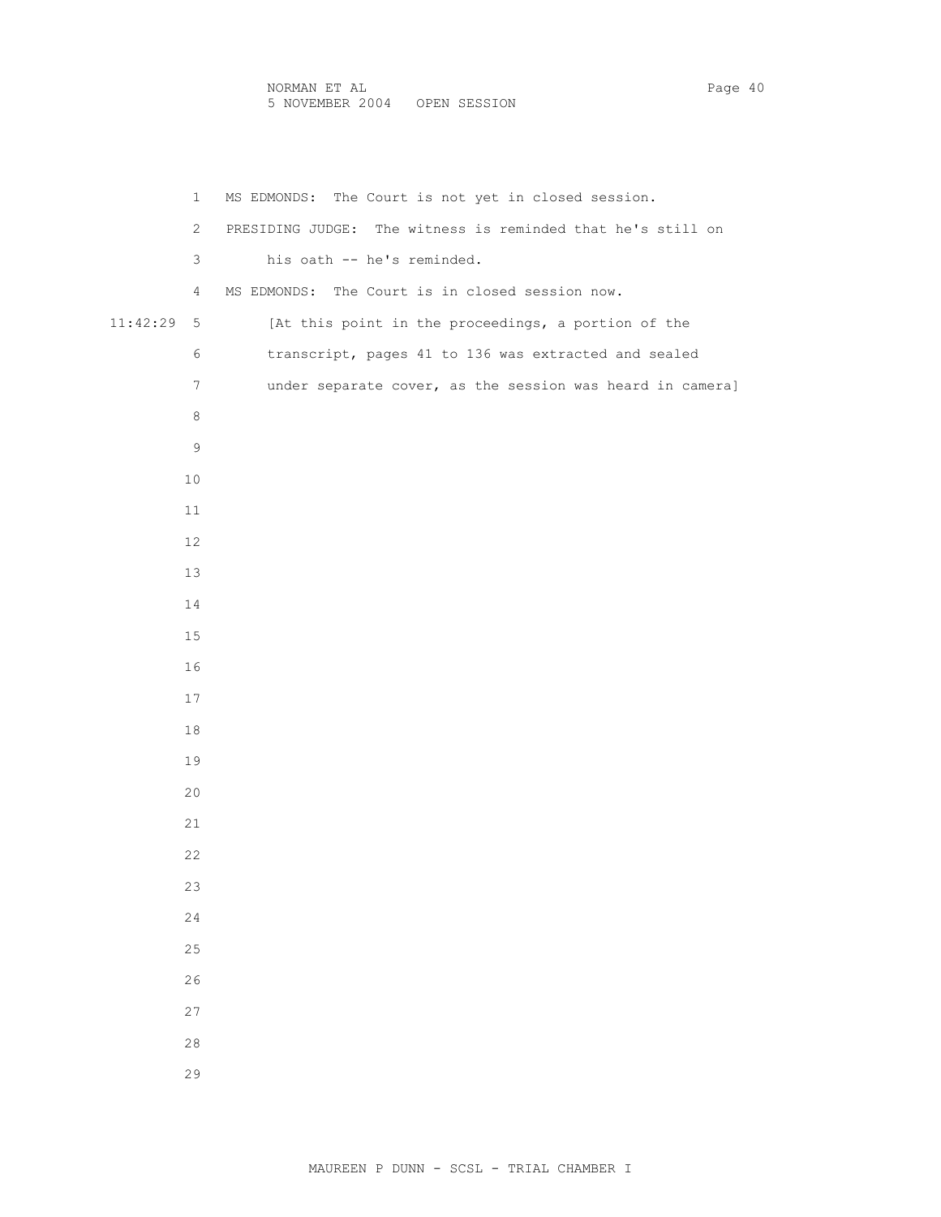MS EDMONDS: The Court is not yet in closed session.

PRESIDING JUDGE: The witness is reminded that he's still on his oath -- he's reminded.

MS EDMONDS: The Court is in closed session now.

[At this point in the proceedings, a portion of the transcript, pages 41 to 136 was extracted and sealed under separate cover, as the session was heard in camera]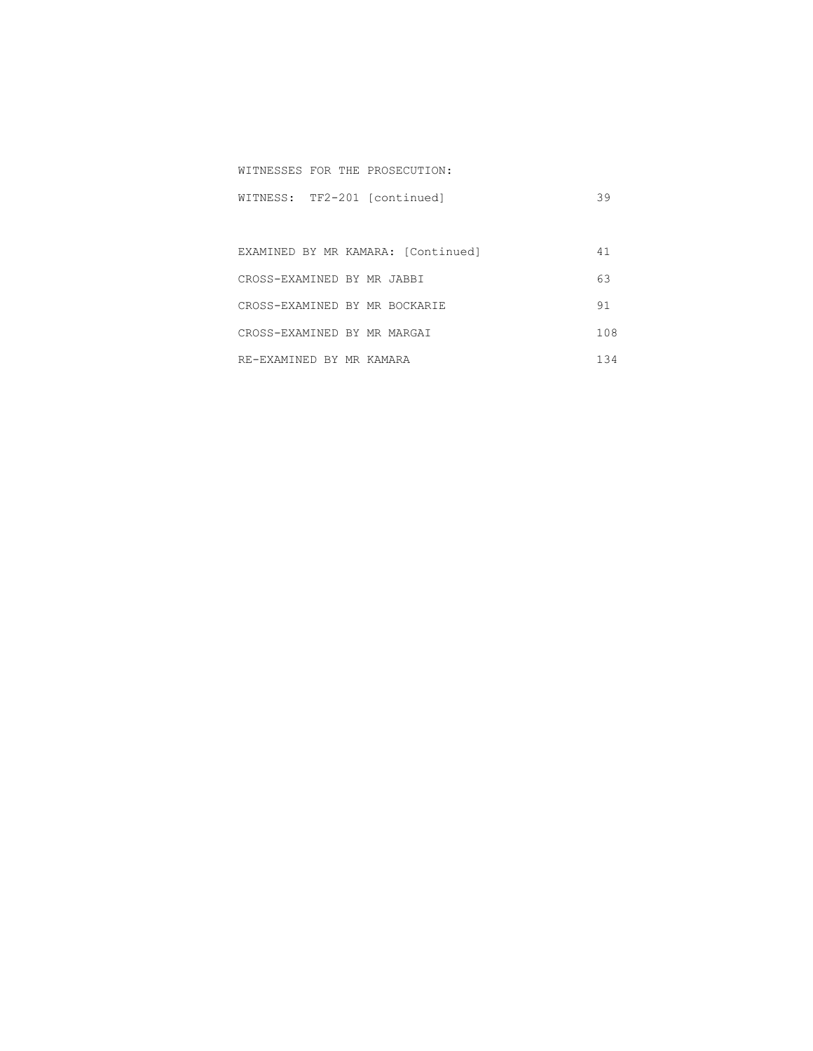WITNESSES FOR THE PROSECUTION:

| | |
|---|---|
| WITNESS: TF2-201 [continued] | 39 |
| | |
| EXAMINED BY MR KAMARA: [Continued] | 41 |
| CROSS-EXAMINED BY MR JABBI | 63 |
| CROSS-EXAMINED BY MR BOCKARIE | 91 |
| CROSS-EXAMINED BY MR MARGAI | 108 |
| RE-EXAMINED BY MR KAMARA | 134 |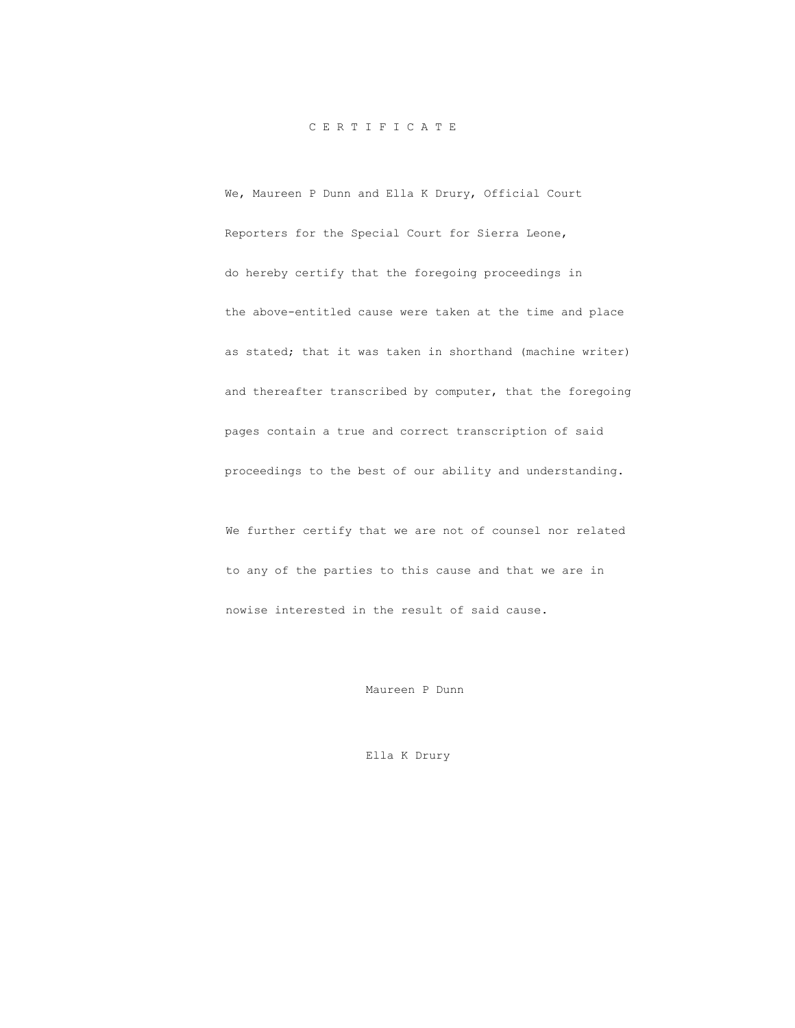# C E R T I F I C A T E

We, Maureen P Dunn and Ella K Drury, Official Court Reporters for the Special Court for Sierra Leone, do hereby certify that the foregoing proceedings in the above-entitled cause were taken at the time and place as stated; that it was taken in shorthand (machine writer) and thereafter transcribed by computer, that the foregoing pages contain a true and correct transcription of said proceedings to the best of our ability and understanding.

We further certify that we are not of counsel nor related to any of the parties to this cause and that we are in nowise interested in the result of said cause.

Maureen P Dunn

Ella K Drury